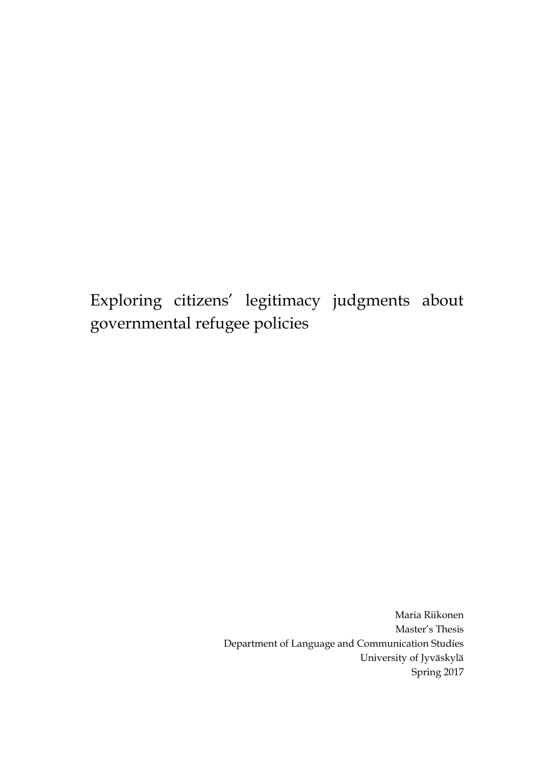# Exploring citizens' legitimacy judgments about governmental refugee policies

Maria Riikonen
Master's Thesis
Department of Language and Communication Studies
University of Jyväskylä
Spring 2017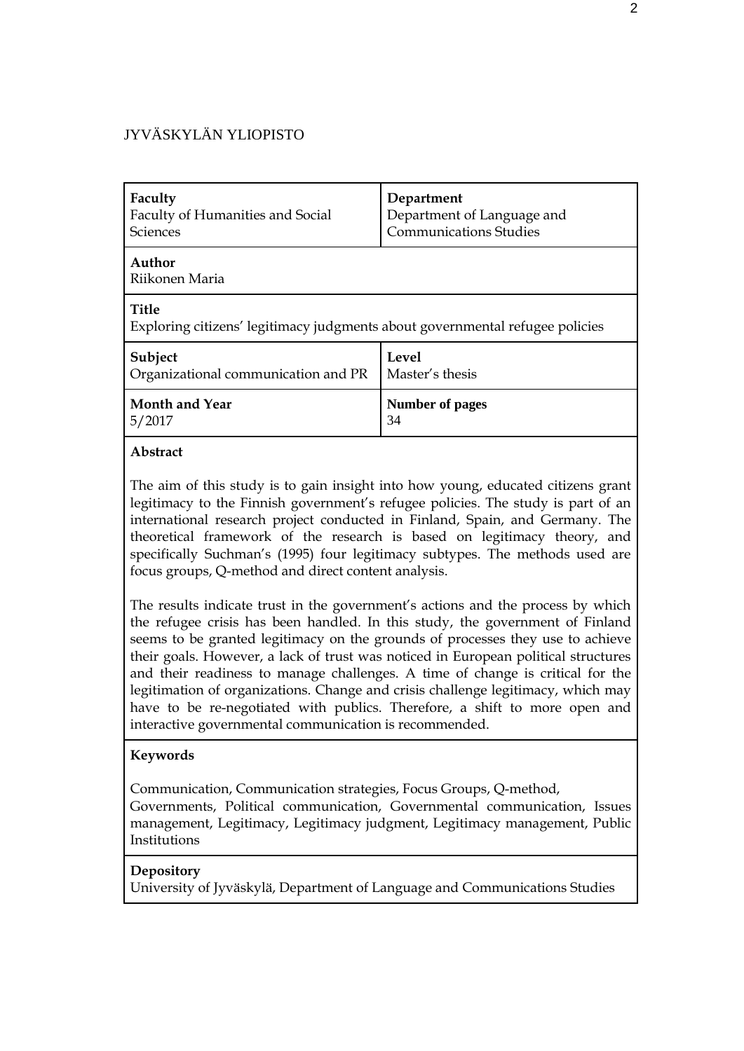JYVÄSKYLÄN YLIOPISTO

| **Faculty**<br>Faculty of Humanities and Social Sciences | **Department**<br>Department of Language and Communications Studies |
|---|---|
| **Author**<br>Riikonen Maria | |
| **Title**<br>Exploring citizens' legitimacy judgments about governmental refugee policies | |
| **Subject**<br>Organizational communication and PR | **Level**<br>Master's thesis |
| **Month and Year**<br>5/2017 | **Number of pages**<br>34 |

**Abstract**

The aim of this study is to gain insight into how young, educated citizens grant legitimacy to the Finnish government's refugee policies. The study is part of an international research project conducted in Finland, Spain, and Germany. The theoretical framework of the research is based on legitimacy theory, and specifically Suchman's (1995) four legitimacy subtypes. The methods used are focus groups, Q-method and direct content analysis.

The results indicate trust in the government's actions and the process by which the refugee crisis has been handled. In this study, the government of Finland seems to be granted legitimacy on the grounds of processes they use to achieve their goals. However, a lack of trust was noticed in European political structures and their readiness to manage challenges. A time of change is critical for the legitimation of organizations. Change and crisis challenge legitimacy, which may have to be re-negotiated with publics. Therefore, a shift to more open and interactive governmental communication is recommended.

**Keywords**

Communication, Communication strategies, Focus Groups, Q-method, Governments, Political communication, Governmental communication, Issues management, Legitimacy, Legitimacy judgment, Legitimacy management, Public Institutions

**Depository**

University of Jyväskylä, Department of Language and Communications Studies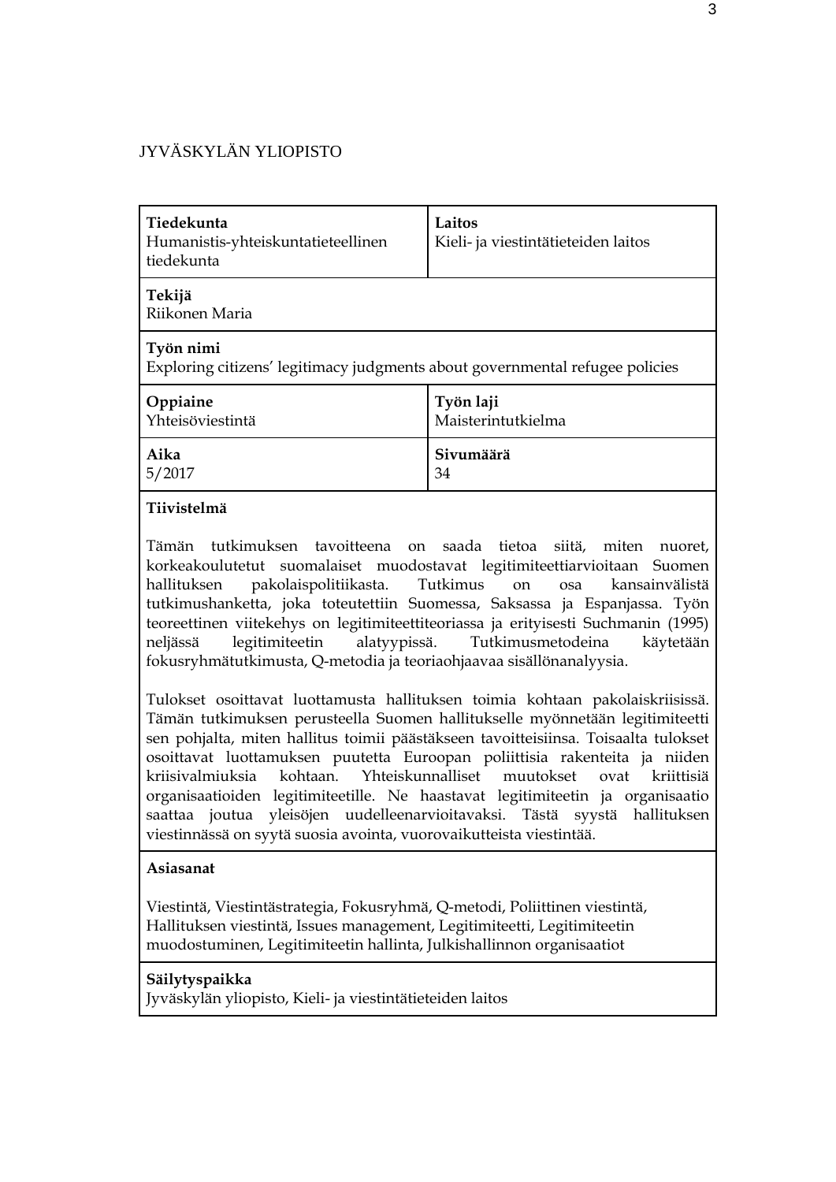JYVÄSKYLÄN YLIOPISTO

| **Tiedekunta**<br>Humanistis-yhteiskuntatieteellinen tiedekunta | **Laitos**<br>Kieli- ja viestintätieteiden laitos |
|---|---|
| **Tekijä**<br>Riikonen Maria | |
| **Työn nimi**<br>Exploring citizens' legitimacy judgments about governmental refugee policies | |
| **Oppiaine**<br>Yhteisöviestintä | **Työn laji**<br>Maisterintutkielma |
| **Aika**<br>5/2017 | **Sivumäärä**<br>34 |

**Tiivistelmä**

Tämän tutkimuksen tavoitteena on saada tietoa siitä, miten nuoret, korkeakoulutetut suomalaiset muodostavat legitimiteettiarvioitaan Suomen hallituksen pakolaispolitiikasta. Tutkimus on osa kansainvälistä tutkimushanketta, joka toteutettiin Suomessa, Saksassa ja Espanjassa. Työn teoreettinen viitekehys on legitimiteettiteoriassa ja erityisesti Suchmanin (1995) neljässä legitimiteetin alatyypissä. Tutkimusmetodeina käytetään fokusryhmätutkimusta, Q-metodia ja teoriaohjaavaa sisällönanalyysia.

Tulokset osoittavat luottamusta hallituksen toimia kohtaan pakolaiskriisissä. Tämän tutkimuksen perusteella Suomen hallitukselle myönnetään legitimiteetti sen pohjalta, miten hallitus toimii päästäkseen tavoitteisiinsa. Toisaalta tulokset osoittavat luottamuksen puutetta Euroopan poliittisia rakenteita ja niiden kriisivalmiuksia kohtaan. Yhteiskunnalliset muutokset ovat kriittisiä organisaatioiden legitimiteetille. Ne haastavat legitimiteetin ja organisaatio saattaa joutua yleisöjen uudelleenarvioitavaksi. Tästä syystä hallituksen viestinnässä on syytä suosia avointa, vuorovaikutteista viestintää.

**Asiasanat**

Viestintä, Viestintästrategia, Fokusryhmä, Q-metodi, Poliittinen viestintä, Hallituksen viestintä, Issues management, Legitimiteetti, Legitimiteetin muodostuminen, Legitimiteetin hallinta, Julkishallinnon organisaatiot

**Säilytyspaikka**
Jyväskylän yliopisto, Kieli- ja viestintätieteiden laitos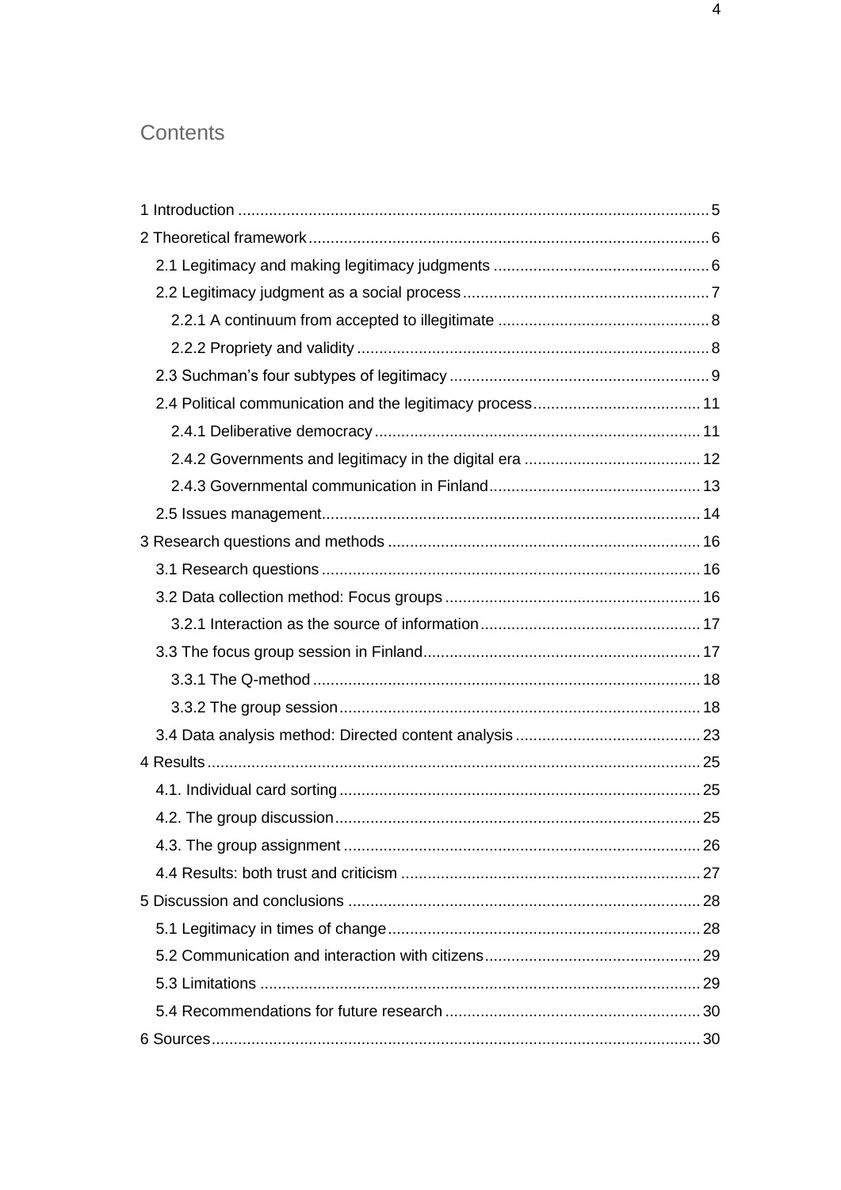# Contents

1 Introduction ........................................................................................................... 5

2 Theoretical framework ........................................................................................... 6

- 2.1 Legitimacy and making legitimacy judgments ................................................. 6
- 2.2 Legitimacy judgment as a social process ........................................................ 7
  - 2.2.1 A continuum from accepted to illegitimate ............................................... 8
  - 2.2.2 Propriety and validity ................................................................................ 8
- 2.3 Suchman's four subtypes of legitimacy ........................................................... 9
- 2.4 Political communication and the legitimacy process ...................................... 11
  - 2.4.1 Deliberative democracy .......................................................................... 11
  - 2.4.2 Governments and legitimacy in the digital era ........................................ 12
  - 2.4.3 Governmental communication in Finland ................................................ 13
- 2.5 Issues management ...................................................................................... 14

3 Research questions and methods ....................................................................... 16

- 3.1 Research questions ...................................................................................... 16
- 3.2 Data collection method: Focus groups .......................................................... 16
  - 3.2.1 Interaction as the source of information .................................................. 17
- 3.3 The focus group session in Finland ............................................................... 17
  - 3.3.1 The Q-method ........................................................................................ 18
  - 3.3.2 The group session ................................................................................... 18
- 3.4 Data analysis method: Directed content analysis .......................................... 23

4 Results ................................................................................................................ 25

- 4.1. Individual card sorting .................................................................................. 25
- 4.2. The group discussion ................................................................................... 25
- 4.3. The group assignment ................................................................................. 26
- 4.4 Results: both trust and criticism .................................................................... 27

5 Discussion and conclusions ................................................................................ 28

- 5.1 Legitimacy in times of change ....................................................................... 28
- 5.2 Communication and interaction with citizens ................................................. 29
- 5.3 Limitations .................................................................................................... 29
- 5.4 Recommendations for future research .......................................................... 30

6 Sources ............................................................................................................... 30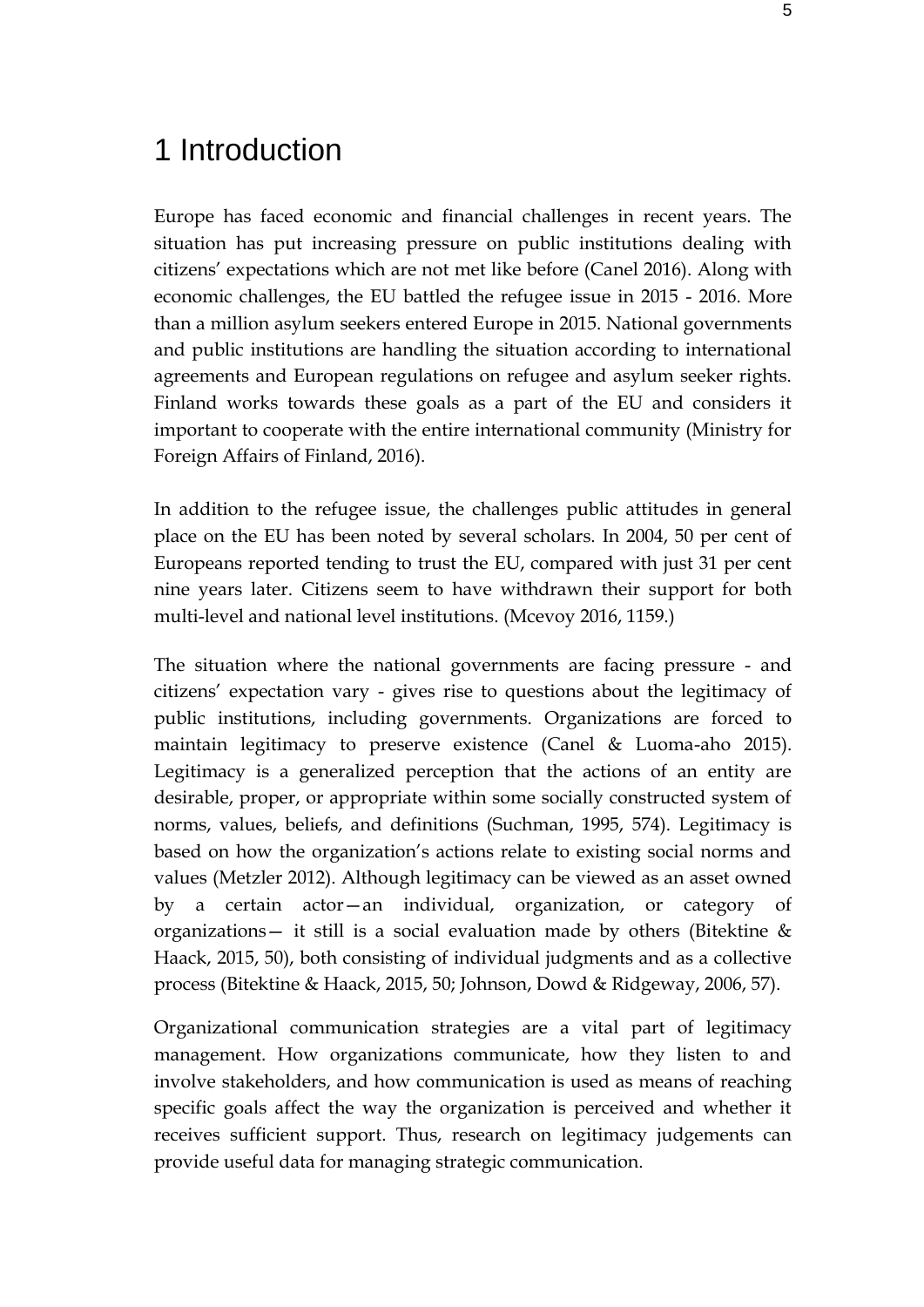# 1 Introduction

Europe has faced economic and financial challenges in recent years. The situation has put increasing pressure on public institutions dealing with citizens' expectations which are not met like before (Canel 2016). Along with economic challenges, the EU battled the refugee issue in 2015 - 2016. More than a million asylum seekers entered Europe in 2015. National governments and public institutions are handling the situation according to international agreements and European regulations on refugee and asylum seeker rights. Finland works towards these goals as a part of the EU and considers it important to cooperate with the entire international community (Ministry for Foreign Affairs of Finland, 2016).

In addition to the refugee issue, the challenges public attitudes in general place on the EU has been noted by several scholars. In 2004, 50 per cent of Europeans reported tending to trust the EU, compared with just 31 per cent nine years later. Citizens seem to have withdrawn their support for both multi-level and national level institutions. (Mcevoy 2016, 1159.)

The situation where the national governments are facing pressure - and citizens' expectation vary - gives rise to questions about the legitimacy of public institutions, including governments. Organizations are forced to maintain legitimacy to preserve existence (Canel & Luoma-aho 2015). Legitimacy is a generalized perception that the actions of an entity are desirable, proper, or appropriate within some socially constructed system of norms, values, beliefs, and definitions (Suchman, 1995, 574). Legitimacy is based on how the organization's actions relate to existing social norms and values (Metzler 2012). Although legitimacy can be viewed as an asset owned by a certain actor—an individual, organization, or category of organizations— it still is a social evaluation made by others (Bitektine & Haack, 2015, 50), both consisting of individual judgments and as a collective process (Bitektine & Haack, 2015, 50; Johnson, Dowd & Ridgeway, 2006, 57).

Organizational communication strategies are a vital part of legitimacy management. How organizations communicate, how they listen to and involve stakeholders, and how communication is used as means of reaching specific goals affect the way the organization is perceived and whether it receives sufficient support. Thus, research on legitimacy judgements can provide useful data for managing strategic communication.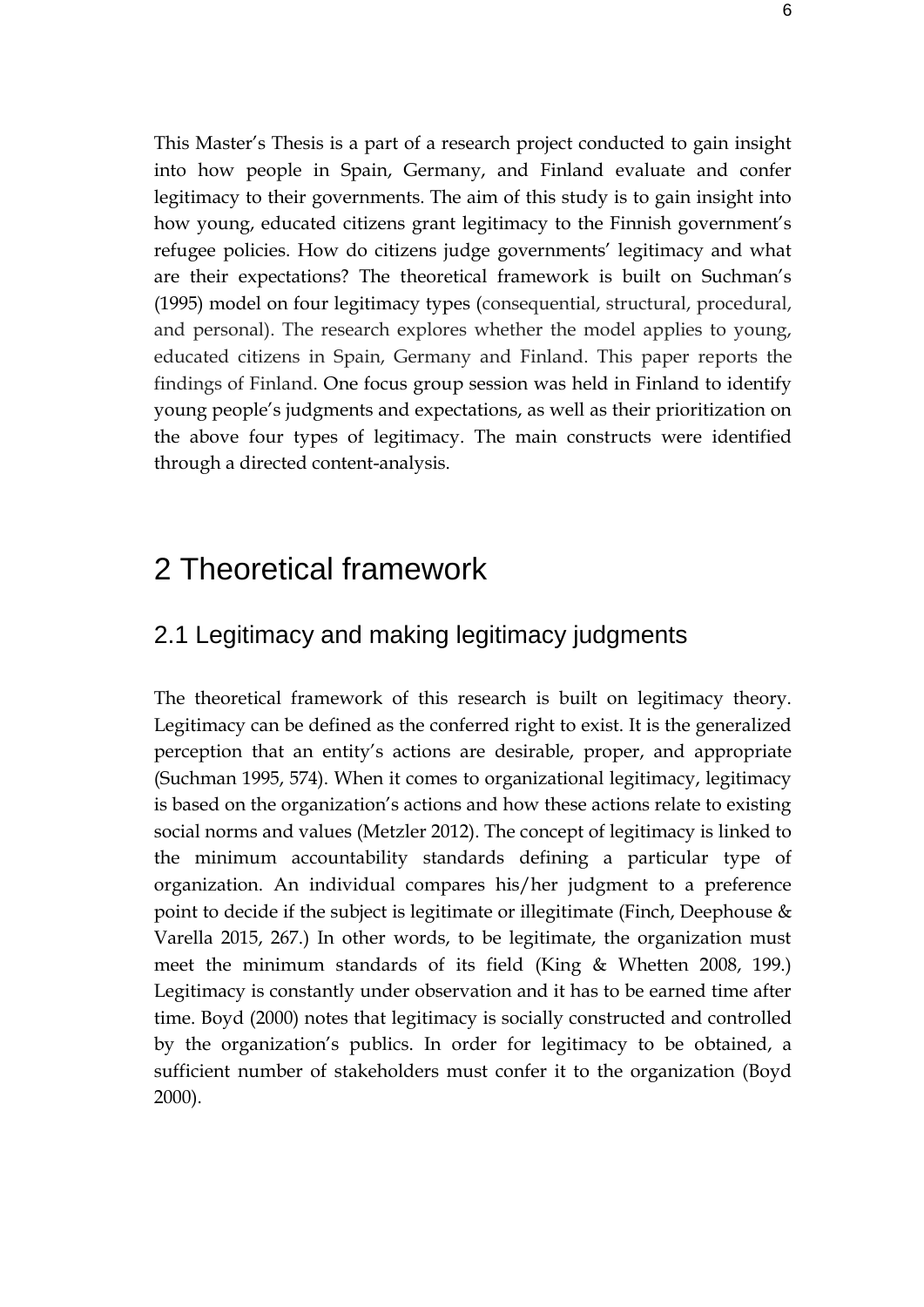This Master's Thesis is a part of a research project conducted to gain insight into how people in Spain, Germany, and Finland evaluate and confer legitimacy to their governments. The aim of this study is to gain insight into how young, educated citizens grant legitimacy to the Finnish government's refugee policies. How do citizens judge governments' legitimacy and what are their expectations? The theoretical framework is built on Suchman's (1995) model on four legitimacy types (consequential, structural, procedural, and personal). The research explores whether the model applies to young, educated citizens in Spain, Germany and Finland. This paper reports the findings of Finland. One focus group session was held in Finland to identify young people's judgments and expectations, as well as their prioritization on the above four types of legitimacy. The main constructs were identified through a directed content-analysis.

# 2 Theoretical framework

## 2.1 Legitimacy and making legitimacy judgments

The theoretical framework of this research is built on legitimacy theory. Legitimacy can be defined as the conferred right to exist. It is the generalized perception that an entity's actions are desirable, proper, and appropriate (Suchman 1995, 574). When it comes to organizational legitimacy, legitimacy is based on the organization's actions and how these actions relate to existing social norms and values (Metzler 2012). The concept of legitimacy is linked to the minimum accountability standards defining a particular type of organization. An individual compares his/her judgment to a preference point to decide if the subject is legitimate or illegitimate (Finch, Deephouse & Varella 2015, 267.) In other words, to be legitimate, the organization must meet the minimum standards of its field (King & Whetten 2008, 199.) Legitimacy is constantly under observation and it has to be earned time after time. Boyd (2000) notes that legitimacy is socially constructed and controlled by the organization's publics. In order for legitimacy to be obtained, a sufficient number of stakeholders must confer it to the organization (Boyd 2000).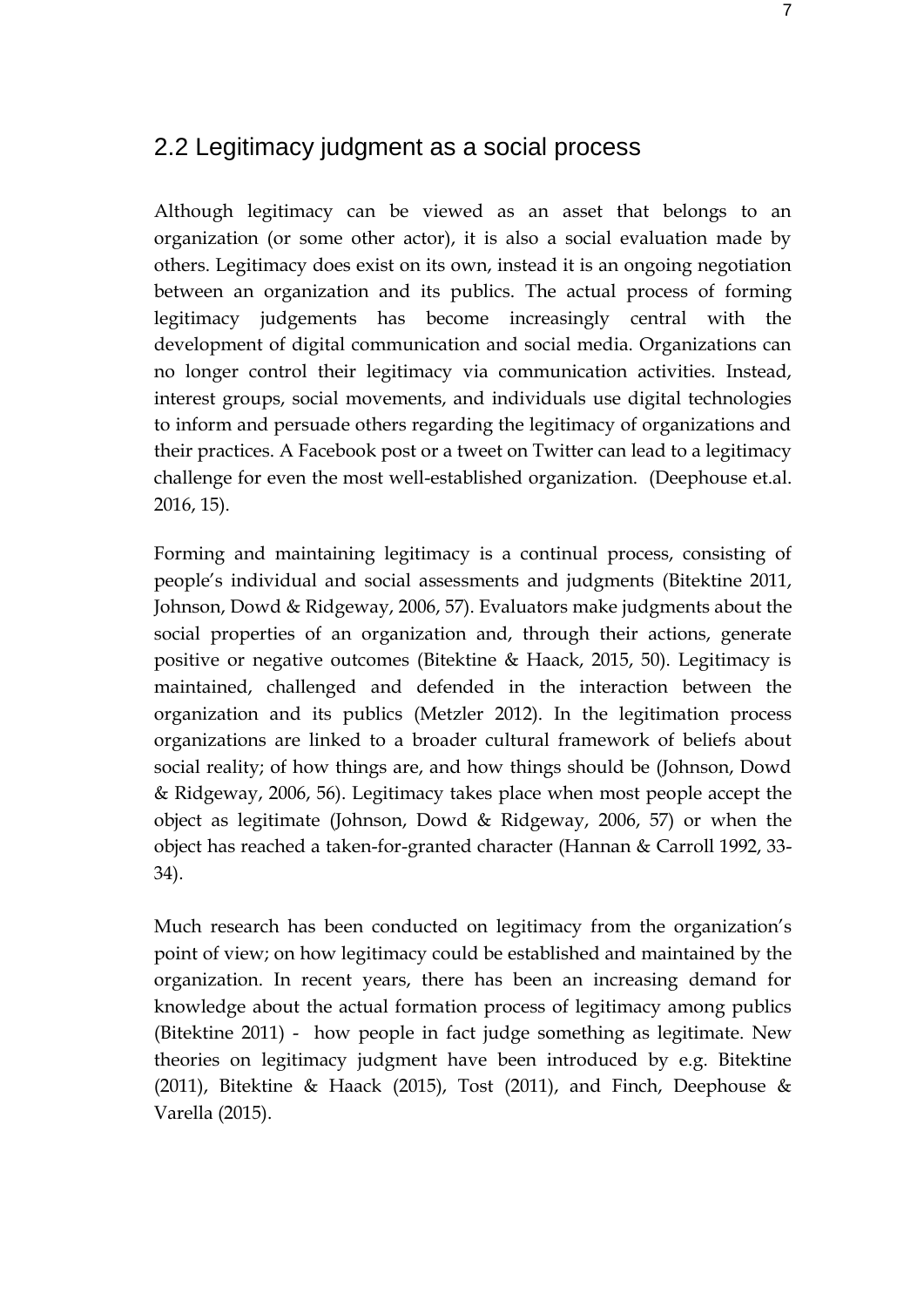## 2.2 Legitimacy judgment as a social process

Although legitimacy can be viewed as an asset that belongs to an organization (or some other actor), it is also a social evaluation made by others. Legitimacy does exist on its own, instead it is an ongoing negotiation between an organization and its publics. The actual process of forming legitimacy judgements has become increasingly central with the development of digital communication and social media. Organizations can no longer control their legitimacy via communication activities. Instead, interest groups, social movements, and individuals use digital technologies to inform and persuade others regarding the legitimacy of organizations and their practices. A Facebook post or a tweet on Twitter can lead to a legitimacy challenge for even the most well-established organization. (Deephouse et.al. 2016, 15).

Forming and maintaining legitimacy is a continual process, consisting of people's individual and social assessments and judgments (Bitektine 2011, Johnson, Dowd & Ridgeway, 2006, 57). Evaluators make judgments about the social properties of an organization and, through their actions, generate positive or negative outcomes (Bitektine & Haack, 2015, 50). Legitimacy is maintained, challenged and defended in the interaction between the organization and its publics (Metzler 2012). In the legitimation process organizations are linked to a broader cultural framework of beliefs about social reality; of how things are, and how things should be (Johnson, Dowd & Ridgeway, 2006, 56). Legitimacy takes place when most people accept the object as legitimate (Johnson, Dowd & Ridgeway, 2006, 57) or when the object has reached a taken-for-granted character (Hannan & Carroll 1992, 33-34).

Much research has been conducted on legitimacy from the organization's point of view; on how legitimacy could be established and maintained by the organization. In recent years, there has been an increasing demand for knowledge about the actual formation process of legitimacy among publics (Bitektine 2011) - how people in fact judge something as legitimate. New theories on legitimacy judgment have been introduced by e.g. Bitektine (2011), Bitektine & Haack (2015), Tost (2011), and Finch, Deephouse & Varella (2015).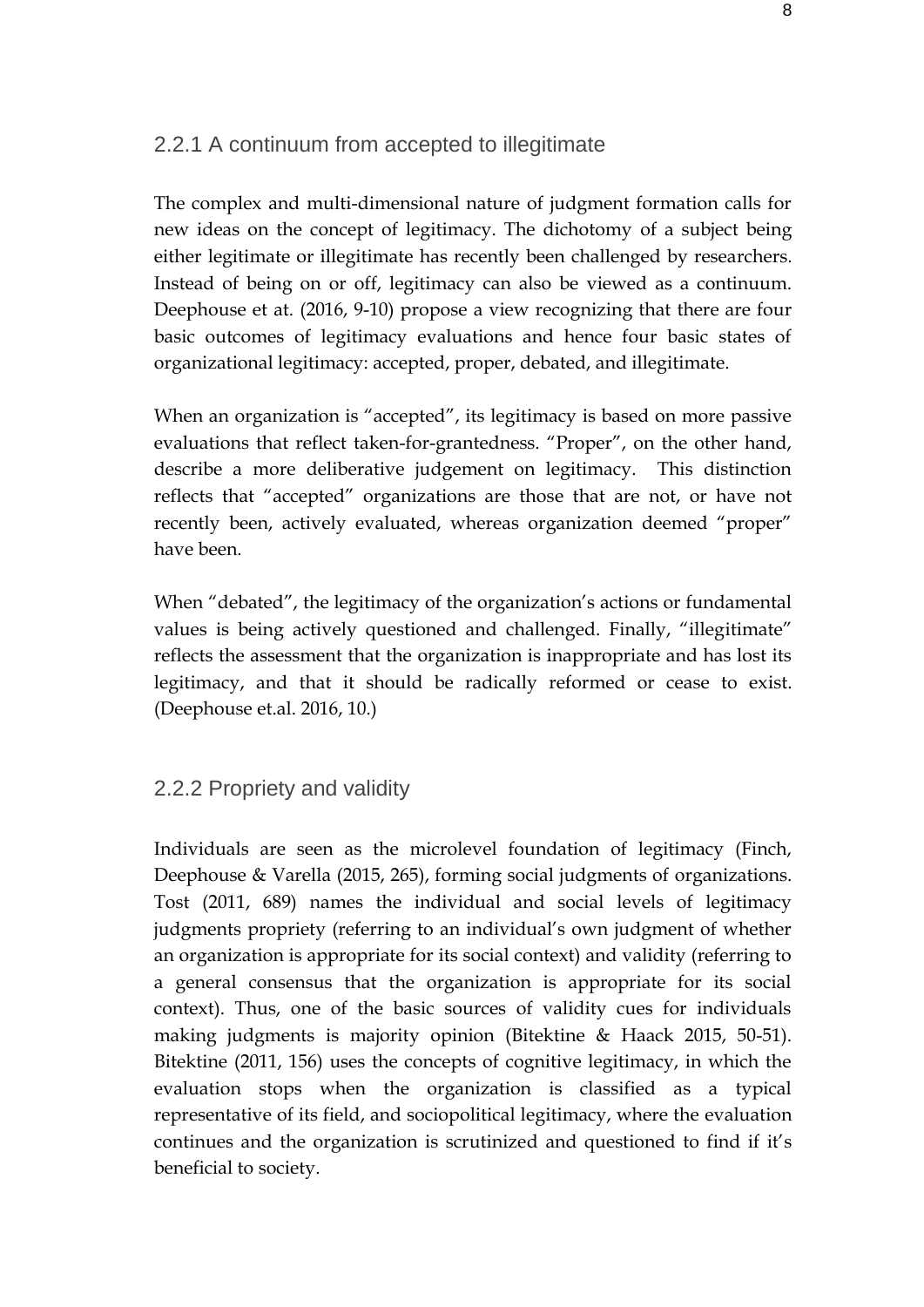### 2.2.1 A continuum from accepted to illegitimate

The complex and multi-dimensional nature of judgment formation calls for new ideas on the concept of legitimacy. The dichotomy of a subject being either legitimate or illegitimate has recently been challenged by researchers. Instead of being on or off, legitimacy can also be viewed as a continuum. Deephouse et at. (2016, 9-10) propose a view recognizing that there are four basic outcomes of legitimacy evaluations and hence four basic states of organizational legitimacy: accepted, proper, debated, and illegitimate.

When an organization is "accepted", its legitimacy is based on more passive evaluations that reflect taken-for-grantedness. "Proper", on the other hand, describe a more deliberative judgement on legitimacy. This distinction reflects that "accepted" organizations are those that are not, or have not recently been, actively evaluated, whereas organization deemed "proper" have been.

When "debated", the legitimacy of the organization's actions or fundamental values is being actively questioned and challenged. Finally, "illegitimate" reflects the assessment that the organization is inappropriate and has lost its legitimacy, and that it should be radically reformed or cease to exist. (Deephouse et.al. 2016, 10.)

### 2.2.2 Propriety and validity

Individuals are seen as the microlevel foundation of legitimacy (Finch, Deephouse & Varella (2015, 265), forming social judgments of organizations. Tost (2011, 689) names the individual and social levels of legitimacy judgments propriety (referring to an individual's own judgment of whether an organization is appropriate for its social context) and validity (referring to a general consensus that the organization is appropriate for its social context). Thus, one of the basic sources of validity cues for individuals making judgments is majority opinion (Bitektine & Haack 2015, 50-51). Bitektine (2011, 156) uses the concepts of cognitive legitimacy, in which the evaluation stops when the organization is classified as a typical representative of its field, and sociopolitical legitimacy, where the evaluation continues and the organization is scrutinized and questioned to find if it's beneficial to society.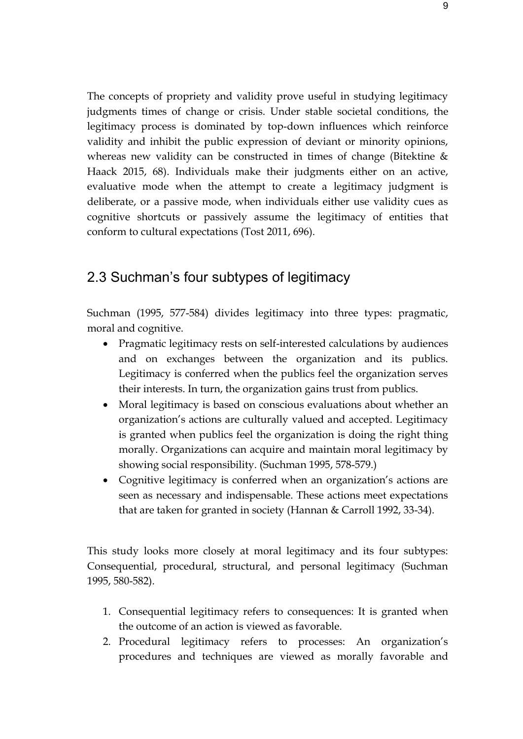The concepts of propriety and validity prove useful in studying legitimacy judgments times of change or crisis. Under stable societal conditions, the legitimacy process is dominated by top-down influences which reinforce validity and inhibit the public expression of deviant or minority opinions, whereas new validity can be constructed in times of change (Bitektine & Haack 2015, 68). Individuals make their judgments either on an active, evaluative mode when the attempt to create a legitimacy judgment is deliberate, or a passive mode, when individuals either use validity cues as cognitive shortcuts or passively assume the legitimacy of entities that conform to cultural expectations (Tost 2011, 696).

## 2.3 Suchman's four subtypes of legitimacy

Suchman (1995, 577-584) divides legitimacy into three types: pragmatic, moral and cognitive.

- Pragmatic legitimacy rests on self-interested calculations by audiences and on exchanges between the organization and its publics. Legitimacy is conferred when the publics feel the organization serves their interests. In turn, the organization gains trust from publics.
- Moral legitimacy is based on conscious evaluations about whether an organization's actions are culturally valued and accepted. Legitimacy is granted when publics feel the organization is doing the right thing morally. Organizations can acquire and maintain moral legitimacy by showing social responsibility. (Suchman 1995, 578-579.)
- Cognitive legitimacy is conferred when an organization's actions are seen as necessary and indispensable. These actions meet expectations that are taken for granted in society (Hannan & Carroll 1992, 33-34).

This study looks more closely at moral legitimacy and its four subtypes: Consequential, procedural, structural, and personal legitimacy (Suchman 1995, 580-582).

1. Consequential legitimacy refers to consequences: It is granted when the outcome of an action is viewed as favorable.
2. Procedural legitimacy refers to processes: An organization's procedures and techniques are viewed as morally favorable and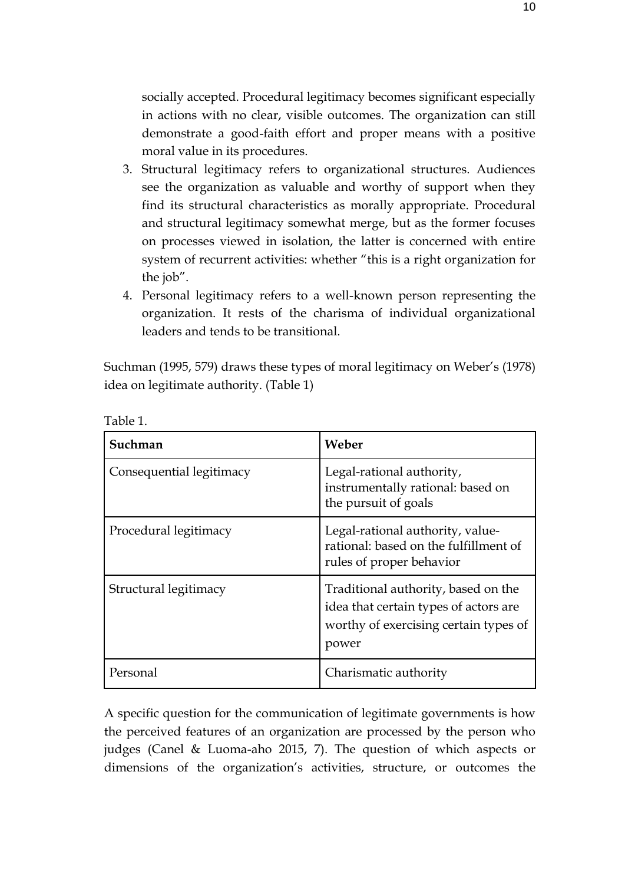socially accepted. Procedural legitimacy becomes significant especially in actions with no clear, visible outcomes. The organization can still demonstrate a good-faith effort and proper means with a positive moral value in its procedures.

3. Structural legitimacy refers to organizational structures. Audiences see the organization as valuable and worthy of support when they find its structural characteristics as morally appropriate. Procedural and structural legitimacy somewhat merge, but as the former focuses on processes viewed in isolation, the latter is concerned with entire system of recurrent activities: whether "this is a right organization for the job".
4. Personal legitimacy refers to a well-known person representing the organization. It rests of the charisma of individual organizational leaders and tends to be transitional.

Suchman (1995, 579) draws these types of moral legitimacy on Weber's (1978) idea on legitimate authority. (Table 1)

Table 1.

| **Suchman** | **Weber** |
|---|---|
| Consequential legitimacy | Legal-rational authority, instrumentally rational: based on the pursuit of goals |
| Procedural legitimacy | Legal-rational authority, value-rational: based on the fulfillment of rules of proper behavior |
| Structural legitimacy | Traditional authority, based on the idea that certain types of actors are worthy of exercising certain types of power |
| Personal | Charismatic authority |

A specific question for the communication of legitimate governments is how the perceived features of an organization are processed by the person who judges (Canel & Luoma-aho 2015, 7). The question of which aspects or dimensions of the organization's activities, structure, or outcomes the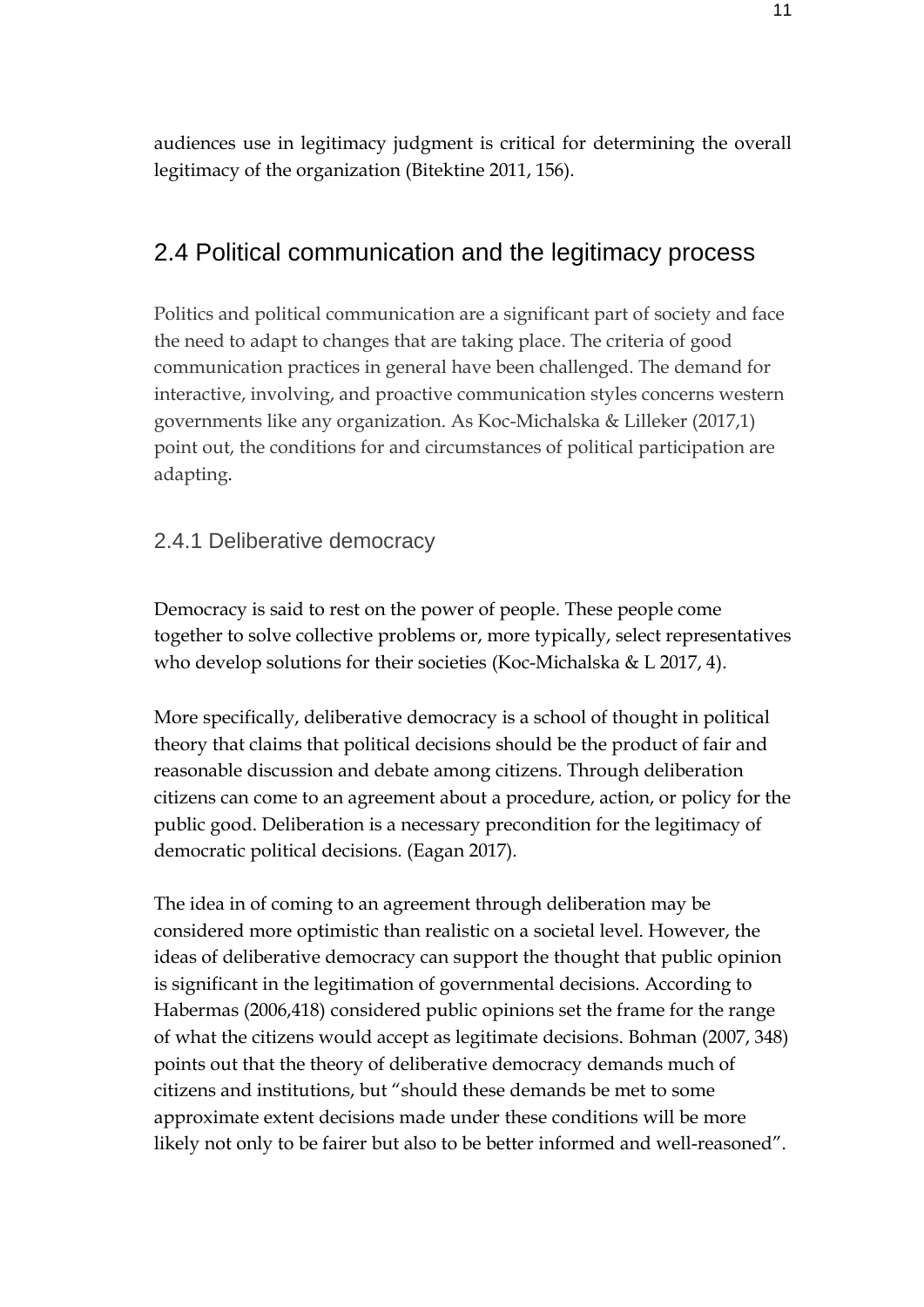audiences use in legitimacy judgment is critical for determining the overall legitimacy of the organization (Bitektine 2011, 156).

## 2.4 Political communication and the legitimacy process

Politics and political communication are a significant part of society and face the need to adapt to changes that are taking place. The criteria of good communication practices in general have been challenged. The demand for interactive, involving, and proactive communication styles concerns western governments like any organization. As Koc-Michalska & Lilleker (2017,1) point out, the conditions for and circumstances of political participation are adapting.

### 2.4.1 Deliberative democracy

Democracy is said to rest on the power of people. These people come together to solve collective problems or, more typically, select representatives who develop solutions for their societies (Koc-Michalska & L 2017, 4).

More specifically, deliberative democracy is a school of thought in political theory that claims that political decisions should be the product of fair and reasonable discussion and debate among citizens. Through deliberation citizens can come to an agreement about a procedure, action, or policy for the public good. Deliberation is a necessary precondition for the legitimacy of democratic political decisions. (Eagan 2017).

The idea in of coming to an agreement through deliberation may be considered more optimistic than realistic on a societal level. However, the ideas of deliberative democracy can support the thought that public opinion is significant in the legitimation of governmental decisions. According to Habermas (2006,418) considered public opinions set the frame for the range of what the citizens would accept as legitimate decisions. Bohman (2007, 348) points out that the theory of deliberative democracy demands much of citizens and institutions, but "should these demands be met to some approximate extent decisions made under these conditions will be more likely not only to be fairer but also to be better informed and well-reasoned".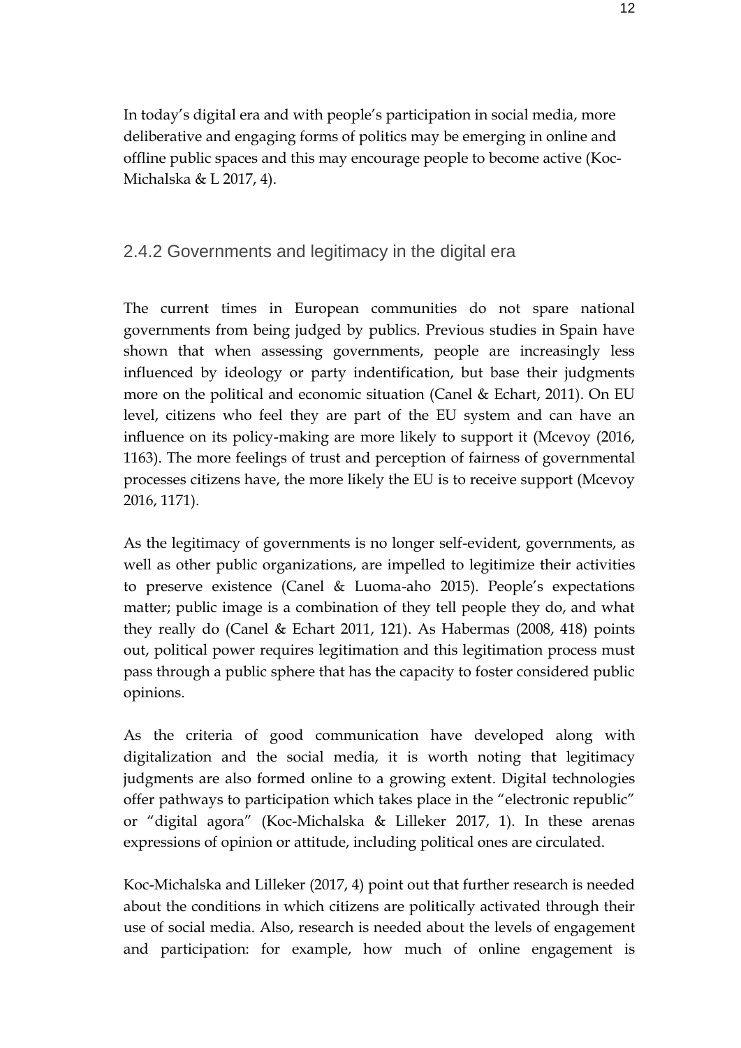In today's digital era and with people's participation in social media, more deliberative and engaging forms of politics may be emerging in online and offline public spaces and this may encourage people to become active (Koc-Michalska & L 2017, 4).

### 2.4.2 Governments and legitimacy in the digital era

The current times in European communities do not spare national governments from being judged by publics. Previous studies in Spain have shown that when assessing governments, people are increasingly less influenced by ideology or party indentification, but base their judgments more on the political and economic situation (Canel & Echart, 2011). On EU level, citizens who feel they are part of the EU system and can have an influence on its policy-making are more likely to support it (Mcevoy (2016, 1163). The more feelings of trust and perception of fairness of governmental processes citizens have, the more likely the EU is to receive support (Mcevoy 2016, 1171).

As the legitimacy of governments is no longer self-evident, governments, as well as other public organizations, are impelled to legitimize their activities to preserve existence (Canel & Luoma-aho 2015). People's expectations matter; public image is a combination of they tell people they do, and what they really do (Canel & Echart 2011, 121). As Habermas (2008, 418) points out, political power requires legitimation and this legitimation process must pass through a public sphere that has the capacity to foster considered public opinions.

As the criteria of good communication have developed along with digitalization and the social media, it is worth noting that legitimacy judgments are also formed online to a growing extent. Digital technologies offer pathways to participation which takes place in the "electronic republic" or "digital agora" (Koc-Michalska & Lilleker 2017, 1). In these arenas expressions of opinion or attitude, including political ones are circulated.

Koc-Michalska and Lilleker (2017, 4) point out that further research is needed about the conditions in which citizens are politically activated through their use of social media. Also, research is needed about the levels of engagement and participation: for example, how much of online engagement is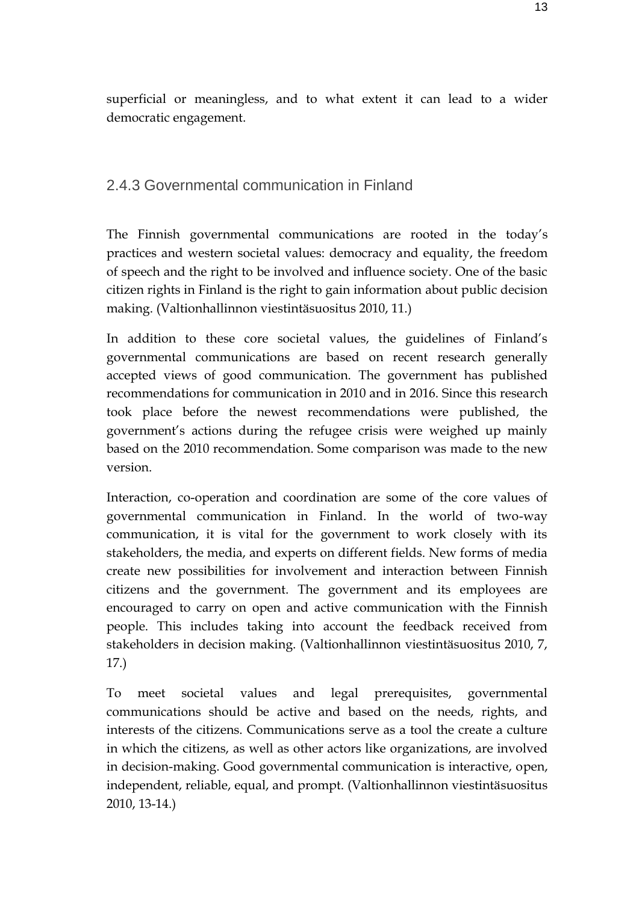superficial or meaningless, and to what extent it can lead to a wider democratic engagement.

### 2.4.3 Governmental communication in Finland

The Finnish governmental communications are rooted in the today's practices and western societal values: democracy and equality, the freedom of speech and the right to be involved and influence society. One of the basic citizen rights in Finland is the right to gain information about public decision making. (Valtionhallinnon viestintäsuositus 2010, 11.)

In addition to these core societal values, the guidelines of Finland's governmental communications are based on recent research generally accepted views of good communication. The government has published recommendations for communication in 2010 and in 2016. Since this research took place before the newest recommendations were published, the government's actions during the refugee crisis were weighed up mainly based on the 2010 recommendation. Some comparison was made to the new version.

Interaction, co-operation and coordination are some of the core values of governmental communication in Finland. In the world of two-way communication, it is vital for the government to work closely with its stakeholders, the media, and experts on different fields. New forms of media create new possibilities for involvement and interaction between Finnish citizens and the government. The government and its employees are encouraged to carry on open and active communication with the Finnish people. This includes taking into account the feedback received from stakeholders in decision making. (Valtionhallinnon viestintäsuositus 2010, 7, 17.)

To meet societal values and legal prerequisites, governmental communications should be active and based on the needs, rights, and interests of the citizens. Communications serve as a tool the create a culture in which the citizens, as well as other actors like organizations, are involved in decision-making. Good governmental communication is interactive, open, independent, reliable, equal, and prompt. (Valtionhallinnon viestintäsuositus 2010, 13-14.)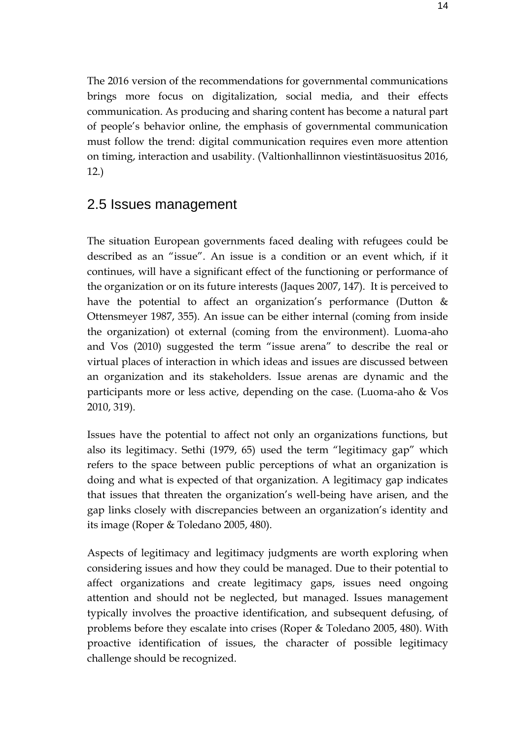The 2016 version of the recommendations for governmental communications brings more focus on digitalization, social media, and their effects communication. As producing and sharing content has become a natural part of people's behavior online, the emphasis of governmental communication must follow the trend: digital communication requires even more attention on timing, interaction and usability. (Valtionhallinnon viestintäsuositus 2016, 12.)

## 2.5 Issues management

The situation European governments faced dealing with refugees could be described as an "issue". An issue is a condition or an event which, if it continues, will have a significant effect of the functioning or performance of the organization or on its future interests (Jaques 2007, 147). It is perceived to have the potential to affect an organization's performance (Dutton & Ottensmeyer 1987, 355). An issue can be either internal (coming from inside the organization) ot external (coming from the environment). Luoma-aho and Vos (2010) suggested the term "issue arena" to describe the real or virtual places of interaction in which ideas and issues are discussed between an organization and its stakeholders. Issue arenas are dynamic and the participants more or less active, depending on the case. (Luoma-aho & Vos 2010, 319).

Issues have the potential to affect not only an organizations functions, but also its legitimacy. Sethi (1979, 65) used the term "legitimacy gap" which refers to the space between public perceptions of what an organization is doing and what is expected of that organization. A legitimacy gap indicates that issues that threaten the organization's well-being have arisen, and the gap links closely with discrepancies between an organization's identity and its image (Roper & Toledano 2005, 480).

Aspects of legitimacy and legitimacy judgments are worth exploring when considering issues and how they could be managed. Due to their potential to affect organizations and create legitimacy gaps, issues need ongoing attention and should not be neglected, but managed. Issues management typically involves the proactive identification, and subsequent defusing, of problems before they escalate into crises (Roper & Toledano 2005, 480). With proactive identification of issues, the character of possible legitimacy challenge should be recognized.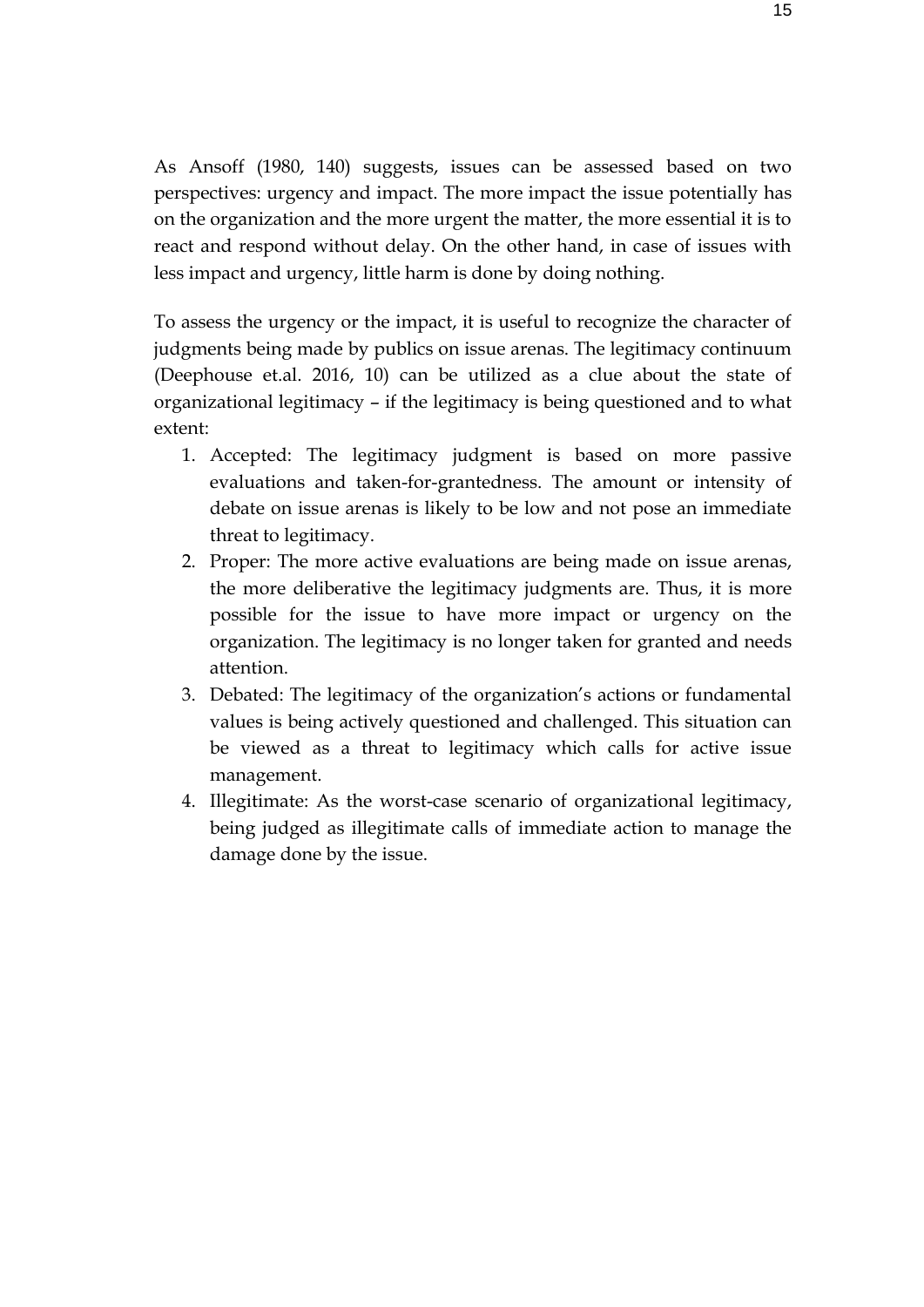As Ansoff (1980, 140) suggests, issues can be assessed based on two perspectives: urgency and impact. The more impact the issue potentially has on the organization and the more urgent the matter, the more essential it is to react and respond without delay. On the other hand, in case of issues with less impact and urgency, little harm is done by doing nothing.

To assess the urgency or the impact, it is useful to recognize the character of judgments being made by publics on issue arenas. The legitimacy continuum (Deephouse et.al. 2016, 10) can be utilized as a clue about the state of organizational legitimacy – if the legitimacy is being questioned and to what extent:

1. Accepted: The legitimacy judgment is based on more passive evaluations and taken-for-grantedness. The amount or intensity of debate on issue arenas is likely to be low and not pose an immediate threat to legitimacy.
2. Proper: The more active evaluations are being made on issue arenas, the more deliberative the legitimacy judgments are. Thus, it is more possible for the issue to have more impact or urgency on the organization. The legitimacy is no longer taken for granted and needs attention.
3. Debated: The legitimacy of the organization's actions or fundamental values is being actively questioned and challenged. This situation can be viewed as a threat to legitimacy which calls for active issue management.
4. Illegitimate: As the worst-case scenario of organizational legitimacy, being judged as illegitimate calls of immediate action to manage the damage done by the issue.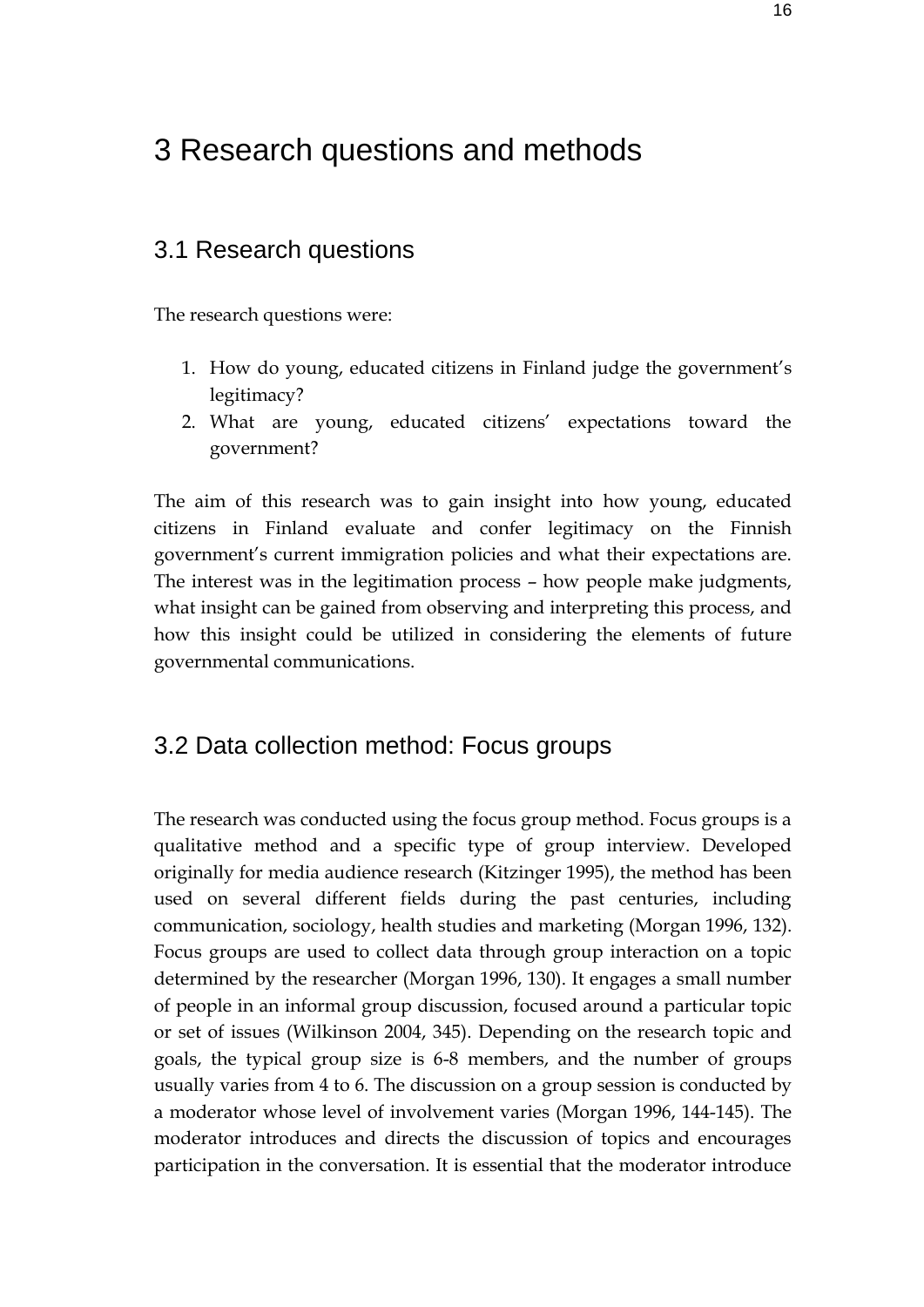# 3 Research questions and methods

## 3.1 Research questions

The research questions were:

1. How do young, educated citizens in Finland judge the government's legitimacy?
2. What are young, educated citizens' expectations toward the government?

The aim of this research was to gain insight into how young, educated citizens in Finland evaluate and confer legitimacy on the Finnish government's current immigration policies and what their expectations are. The interest was in the legitimation process – how people make judgments, what insight can be gained from observing and interpreting this process, and how this insight could be utilized in considering the elements of future governmental communications.

## 3.2 Data collection method: Focus groups

The research was conducted using the focus group method. Focus groups is a qualitative method and a specific type of group interview. Developed originally for media audience research (Kitzinger 1995), the method has been used on several different fields during the past centuries, including communication, sociology, health studies and marketing (Morgan 1996, 132). Focus groups are used to collect data through group interaction on a topic determined by the researcher (Morgan 1996, 130). It engages a small number of people in an informal group discussion, focused around a particular topic or set of issues (Wilkinson 2004, 345). Depending on the research topic and goals, the typical group size is 6-8 members, and the number of groups usually varies from 4 to 6. The discussion on a group session is conducted by a moderator whose level of involvement varies (Morgan 1996, 144-145). The moderator introduces and directs the discussion of topics and encourages participation in the conversation. It is essential that the moderator introduce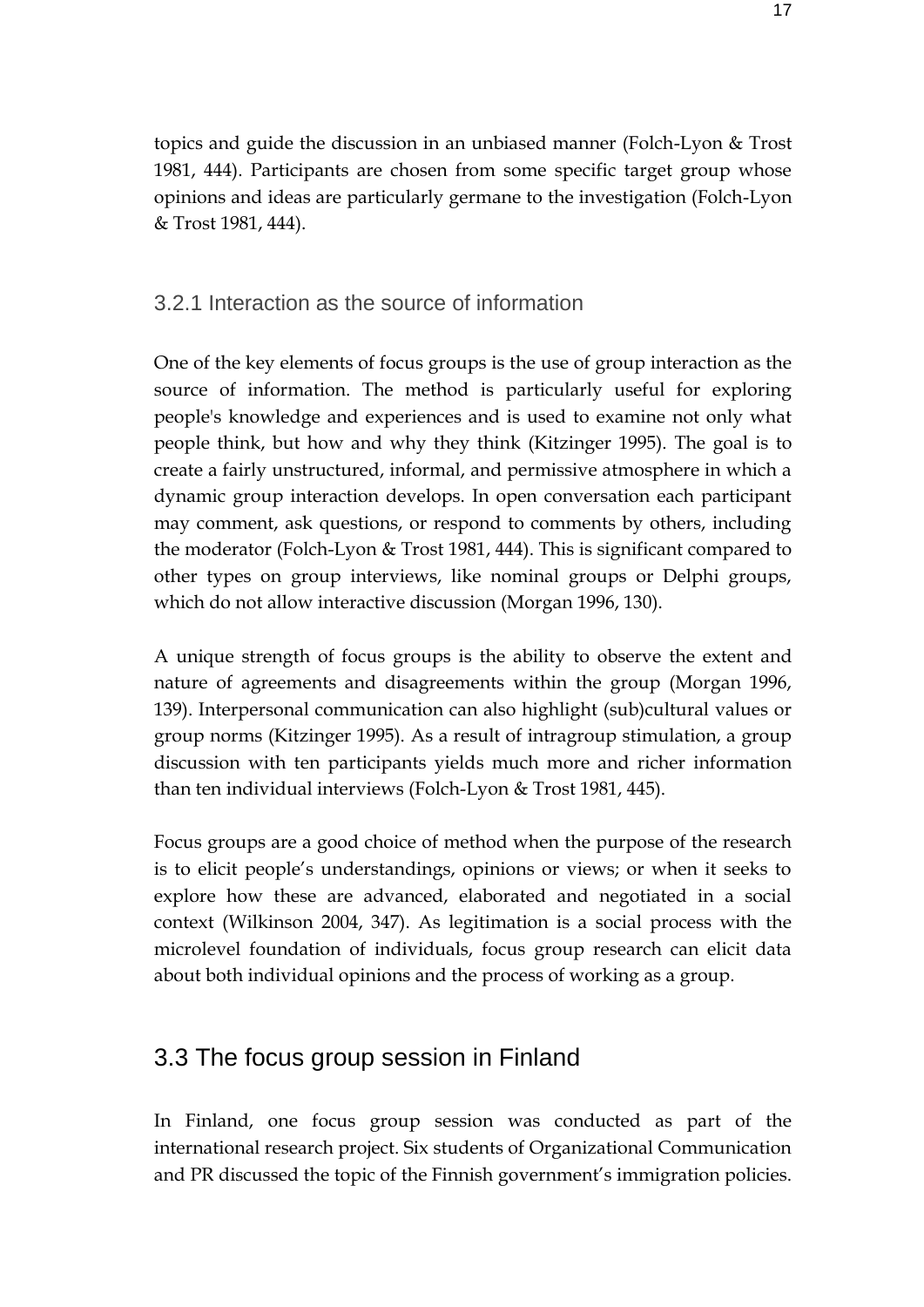topics and guide the discussion in an unbiased manner (Folch-Lyon & Trost 1981, 444). Participants are chosen from some specific target group whose opinions and ideas are particularly germane to the investigation (Folch-Lyon & Trost 1981, 444).

### 3.2.1 Interaction as the source of information

One of the key elements of focus groups is the use of group interaction as the source of information. The method is particularly useful for exploring people's knowledge and experiences and is used to examine not only what people think, but how and why they think (Kitzinger 1995). The goal is to create a fairly unstructured, informal, and permissive atmosphere in which a dynamic group interaction develops. In open conversation each participant may comment, ask questions, or respond to comments by others, including the moderator (Folch-Lyon & Trost 1981, 444). This is significant compared to other types on group interviews, like nominal groups or Delphi groups, which do not allow interactive discussion (Morgan 1996, 130).

A unique strength of focus groups is the ability to observe the extent and nature of agreements and disagreements within the group (Morgan 1996, 139). Interpersonal communication can also highlight (sub)cultural values or group norms (Kitzinger 1995). As a result of intragroup stimulation, a group discussion with ten participants yields much more and richer information than ten individual interviews (Folch-Lyon & Trost 1981, 445).

Focus groups are a good choice of method when the purpose of the research is to elicit people's understandings, opinions or views; or when it seeks to explore how these are advanced, elaborated and negotiated in a social context (Wilkinson 2004, 347). As legitimation is a social process with the microlevel foundation of individuals, focus group research can elicit data about both individual opinions and the process of working as a group.

## 3.3 The focus group session in Finland

In Finland, one focus group session was conducted as part of the international research project. Six students of Organizational Communication and PR discussed the topic of the Finnish government's immigration policies.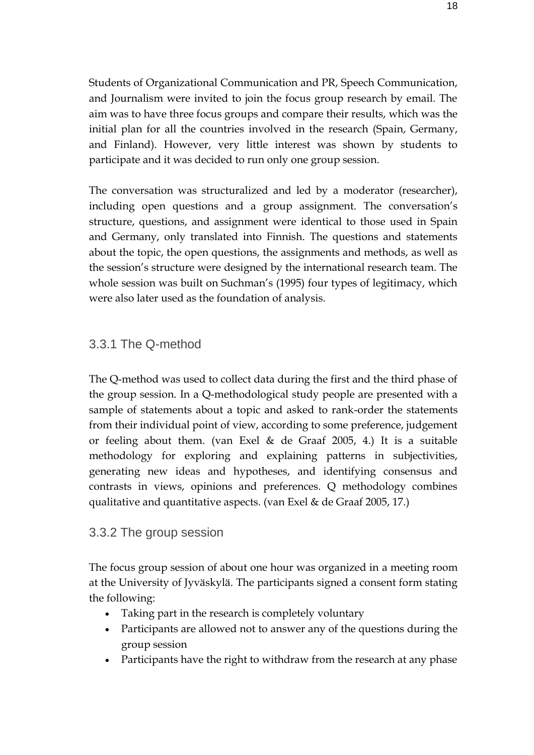Students of Organizational Communication and PR, Speech Communication, and Journalism were invited to join the focus group research by email. The aim was to have three focus groups and compare their results, which was the initial plan for all the countries involved in the research (Spain, Germany, and Finland). However, very little interest was shown by students to participate and it was decided to run only one group session.

The conversation was structuralized and led by a moderator (researcher), including open questions and a group assignment. The conversation's structure, questions, and assignment were identical to those used in Spain and Germany, only translated into Finnish. The questions and statements about the topic, the open questions, the assignments and methods, as well as the session's structure were designed by the international research team. The whole session was built on Suchman's (1995) four types of legitimacy, which were also later used as the foundation of analysis.

### 3.3.1 The Q-method

The Q-method was used to collect data during the first and the third phase of the group session. In a Q-methodological study people are presented with a sample of statements about a topic and asked to rank-order the statements from their individual point of view, according to some preference, judgement or feeling about them. (van Exel & de Graaf 2005, 4.) It is a suitable methodology for exploring and explaining patterns in subjectivities, generating new ideas and hypotheses, and identifying consensus and contrasts in views, opinions and preferences. Q methodology combines qualitative and quantitative aspects. (van Exel & de Graaf 2005, 17.)

### 3.3.2 The group session

The focus group session of about one hour was organized in a meeting room at the University of Jyväskylä. The participants signed a consent form stating the following:

- Taking part in the research is completely voluntary
- Participants are allowed not to answer any of the questions during the group session
- Participants have the right to withdraw from the research at any phase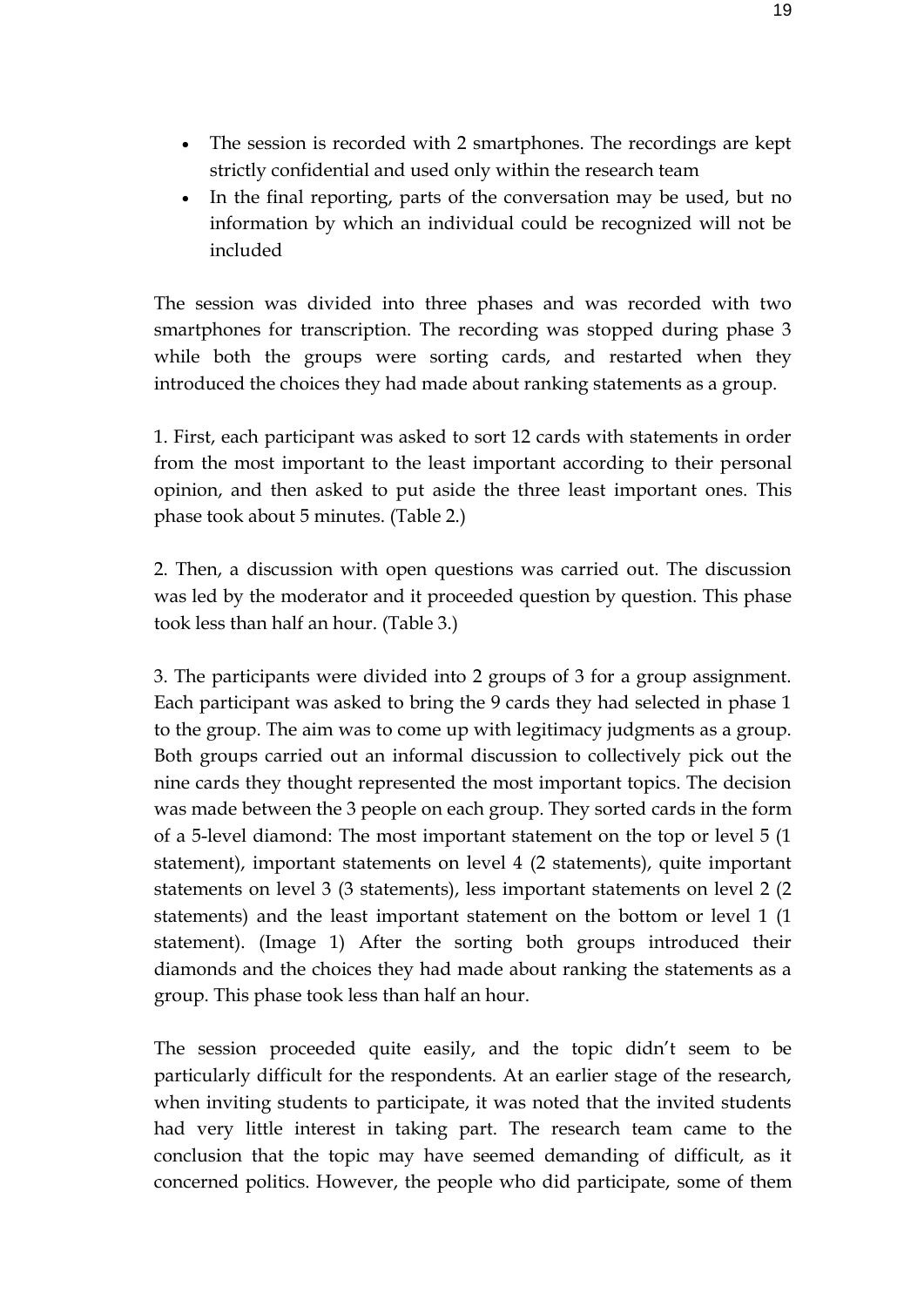- The session is recorded with 2 smartphones. The recordings are kept strictly confidential and used only within the research team
- In the final reporting, parts of the conversation may be used, but no information by which an individual could be recognized will not be included

The session was divided into three phases and was recorded with two smartphones for transcription. The recording was stopped during phase 3 while both the groups were sorting cards, and restarted when they introduced the choices they had made about ranking statements as a group.

1. First, each participant was asked to sort 12 cards with statements in order from the most important to the least important according to their personal opinion, and then asked to put aside the three least important ones. This phase took about 5 minutes. (Table 2.)

2. Then, a discussion with open questions was carried out. The discussion was led by the moderator and it proceeded question by question. This phase took less than half an hour. (Table 3.)

3. The participants were divided into 2 groups of 3 for a group assignment. Each participant was asked to bring the 9 cards they had selected in phase 1 to the group. The aim was to come up with legitimacy judgments as a group. Both groups carried out an informal discussion to collectively pick out the nine cards they thought represented the most important topics. The decision was made between the 3 people on each group. They sorted cards in the form of a 5-level diamond: The most important statement on the top or level 5 (1 statement), important statements on level 4 (2 statements), quite important statements on level 3 (3 statements), less important statements on level 2 (2 statements) and the least important statement on the bottom or level 1 (1 statement). (Image 1) After the sorting both groups introduced their diamonds and the choices they had made about ranking the statements as a group. This phase took less than half an hour.

The session proceeded quite easily, and the topic didn't seem to be particularly difficult for the respondents. At an earlier stage of the research, when inviting students to participate, it was noted that the invited students had very little interest in taking part. The research team came to the conclusion that the topic may have seemed demanding of difficult, as it concerned politics. However, the people who did participate, some of them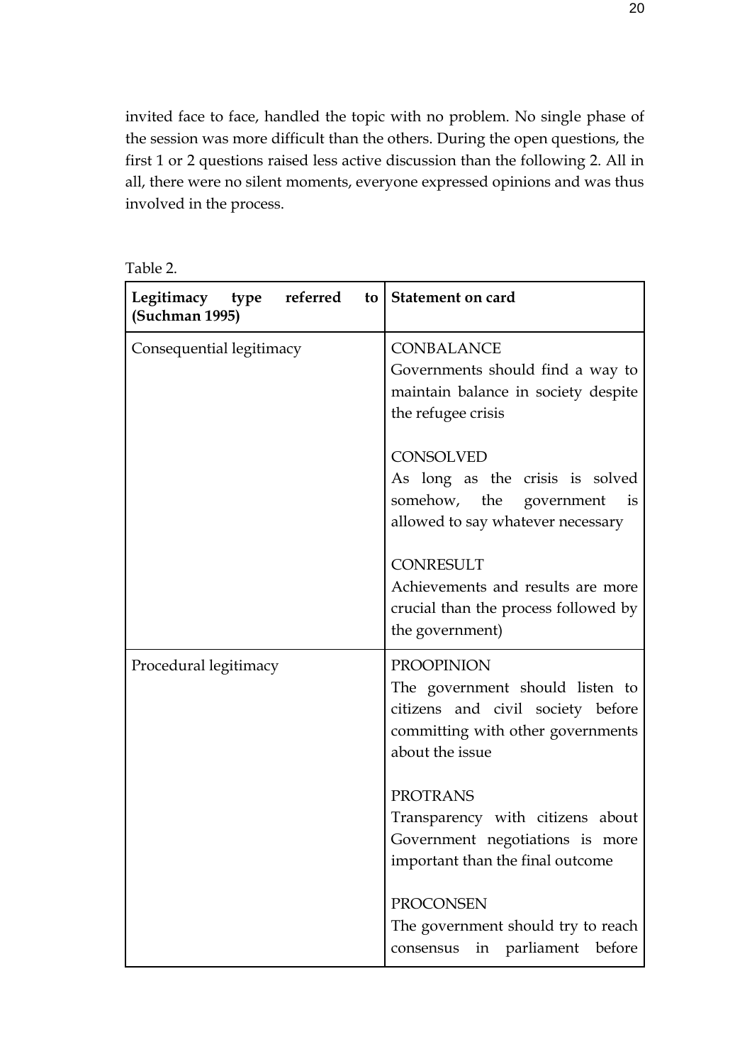invited face to face, handled the topic with no problem. No single phase of the session was more difficult than the others. During the open questions, the first 1 or 2 questions raised less active discussion than the following 2. All in all, there were no silent moments, everyone expressed opinions and was thus involved in the process.

Table 2.

| **Legitimacy type referred to (Suchman 1995)** | **Statement on card** |
|---|---|
| Consequential legitimacy | CONBALANCE<br>Governments should find a way to maintain balance in society despite the refugee crisis<br><br>CONSOLVED<br>As long as the crisis is solved somehow, the government is allowed to say whatever necessary<br><br>CONRESULT<br>Achievements and results are more crucial than the process followed by the government) |
| Procedural legitimacy | PROOPINION<br>The government should listen to citizens and civil society before committing with other governments about the issue<br><br>PROTRANS<br>Transparency with citizens about Government negotiations is more important than the final outcome<br><br>PROCONSEN<br>The government should try to reach consensus in parliament before |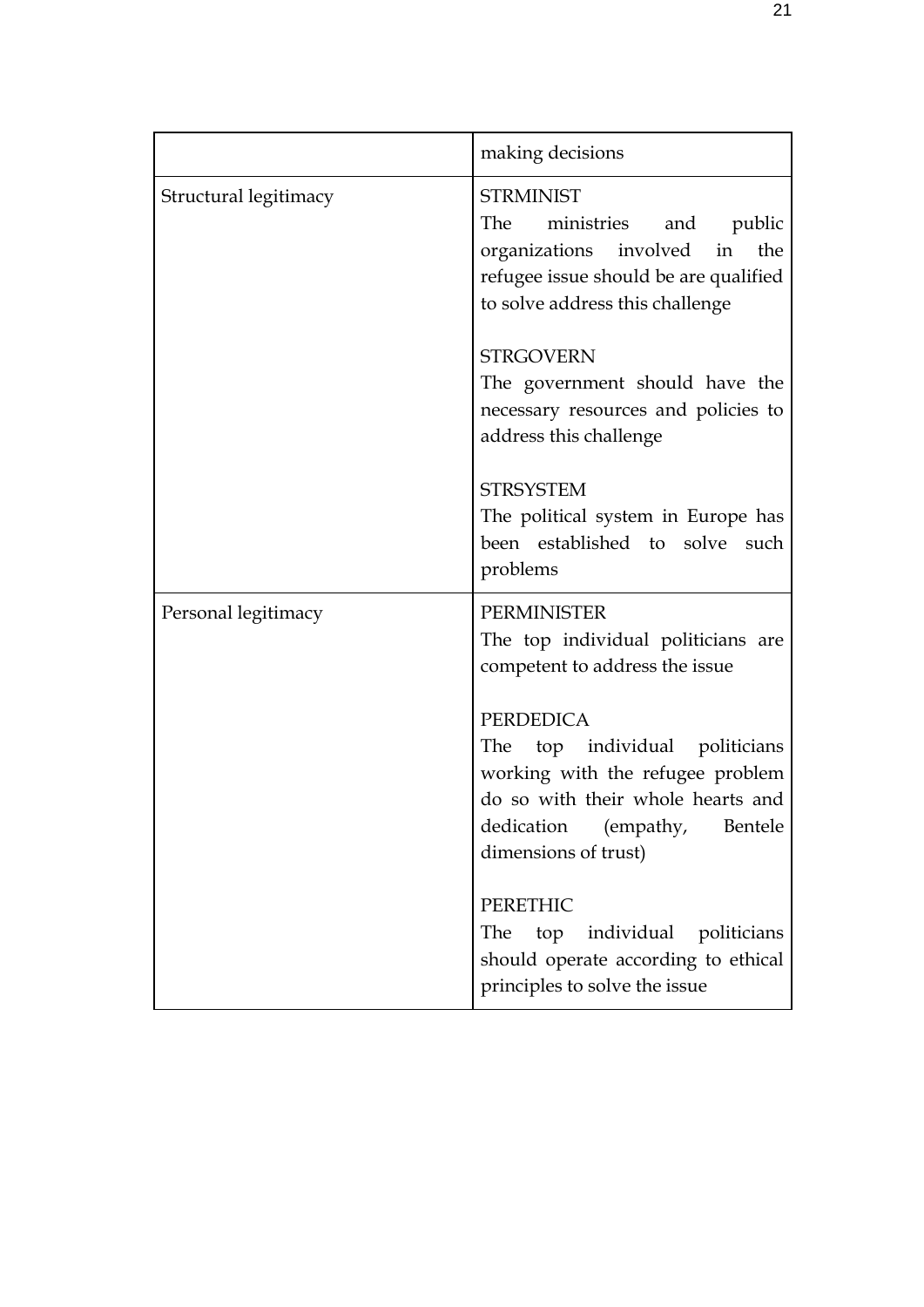| | |
|---|---|
| | making decisions |
| Structural legitimacy | STRMINIST<br>The ministries and public organizations involved in the refugee issue should be are qualified to solve address this challenge<br><br>STRGOVERN<br>The government should have the necessary resources and policies to address this challenge<br><br>STRSYSTEM<br>The political system in Europe has been established to solve such problems |
| Personal legitimacy | PERMINISTER<br>The top individual politicians are competent to address the issue<br><br>PERDEDICA<br>The top individual politicians working with the refugee problem do so with their whole hearts and dedication (empathy, Bentele dimensions of trust)<br><br>PERETHIC<br>The top individual politicians should operate according to ethical principles to solve the issue |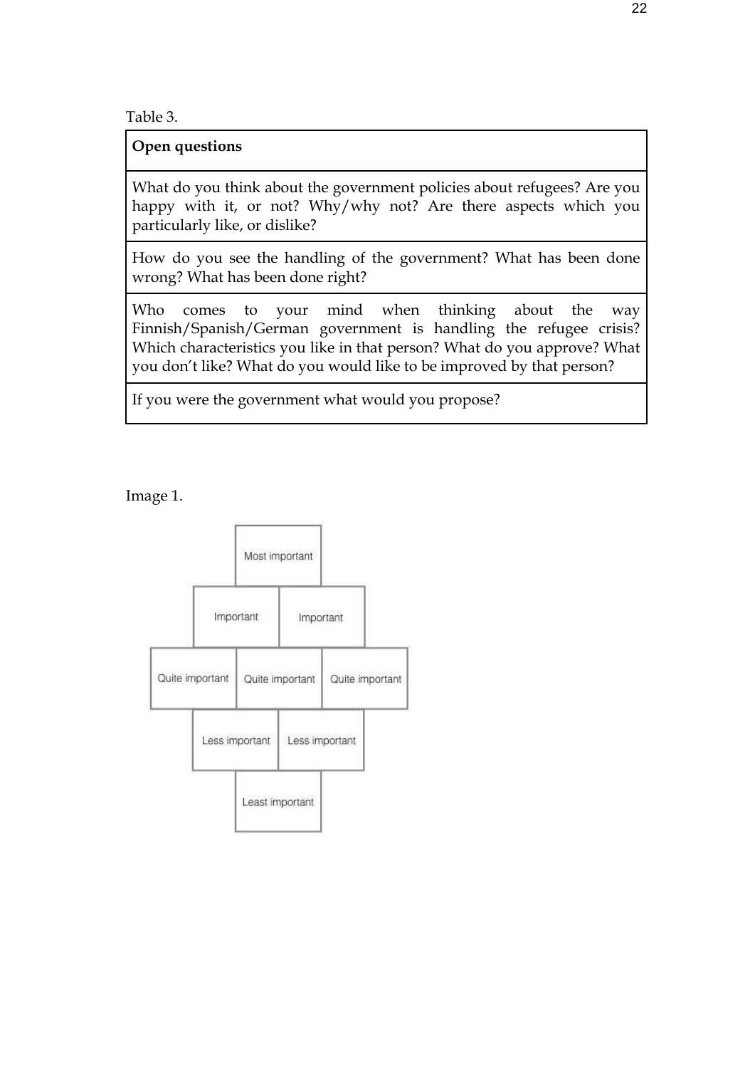Table 3.

| Open questions |
| --- |
| What do you think about the government policies about refugees? Are you happy with it, or not? Why/why not? Are there aspects which you particularly like, or dislike? |
| How do you see the handling of the government? What has been done wrong? What has been done right? |
| Who comes to your mind when thinking about the way Finnish/Spanish/German government is handling the refugee crisis? Which characteristics you like in that person? What do you approve? What you don't like? What do you would like to be improved by that person? |
| If you were the government what would you propose? |

Image 1.

Most important

Important | Important

Quite important | Quite important | Quite important

Less important | Less important

Least important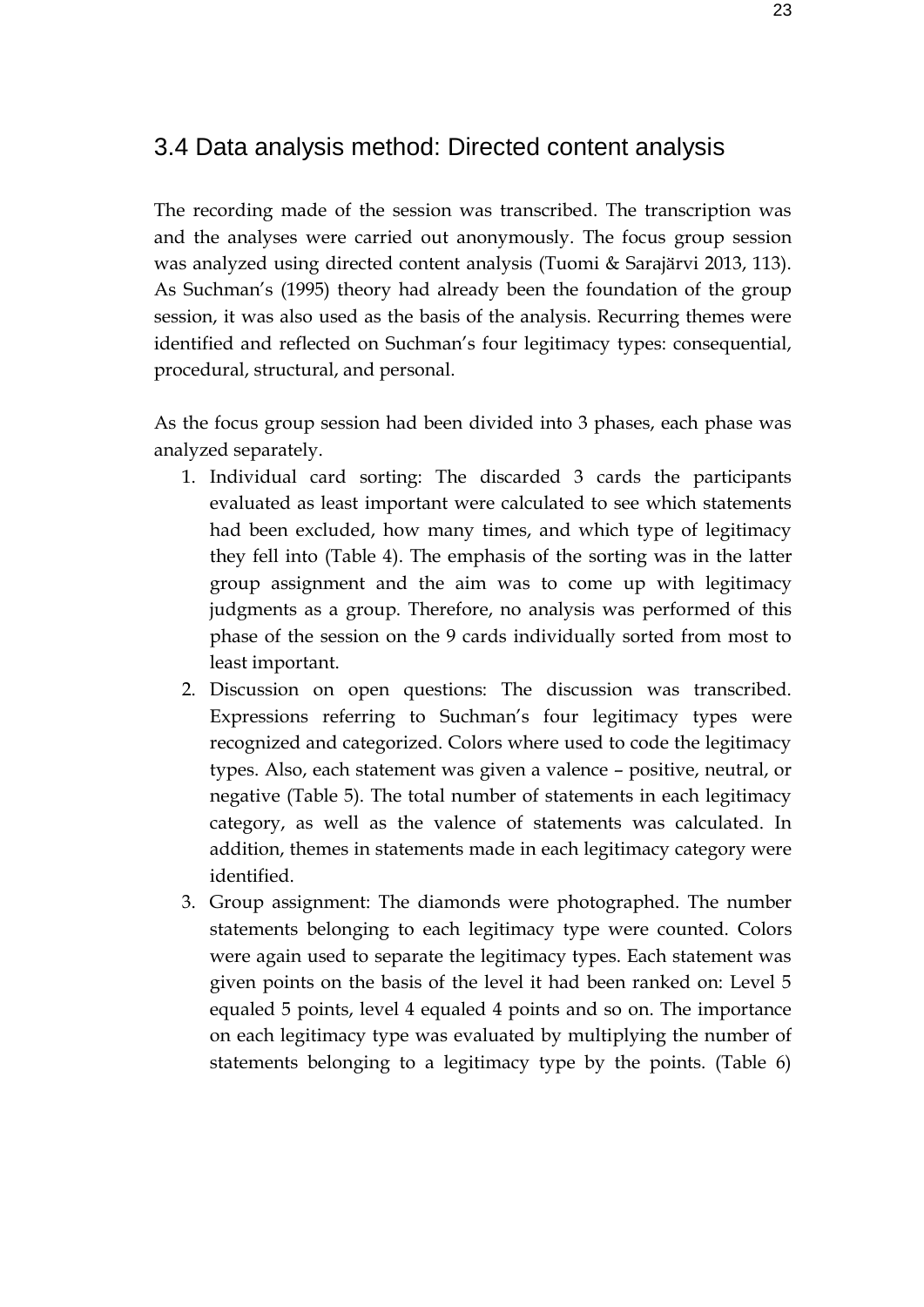## 3.4 Data analysis method: Directed content analysis

The recording made of the session was transcribed. The transcription was and the analyses were carried out anonymously. The focus group session was analyzed using directed content analysis (Tuomi & Sarajärvi 2013, 113). As Suchman's (1995) theory had already been the foundation of the group session, it was also used as the basis of the analysis. Recurring themes were identified and reflected on Suchman's four legitimacy types: consequential, procedural, structural, and personal.

As the focus group session had been divided into 3 phases, each phase was analyzed separately.

1. Individual card sorting: The discarded 3 cards the participants evaluated as least important were calculated to see which statements had been excluded, how many times, and which type of legitimacy they fell into (Table 4). The emphasis of the sorting was in the latter group assignment and the aim was to come up with legitimacy judgments as a group. Therefore, no analysis was performed of this phase of the session on the 9 cards individually sorted from most to least important.
2. Discussion on open questions: The discussion was transcribed. Expressions referring to Suchman's four legitimacy types were recognized and categorized. Colors where used to code the legitimacy types. Also, each statement was given a valence – positive, neutral, or negative (Table 5). The total number of statements in each legitimacy category, as well as the valence of statements was calculated. In addition, themes in statements made in each legitimacy category were identified.
3. Group assignment: The diamonds were photographed. The number statements belonging to each legitimacy type were counted. Colors were again used to separate the legitimacy types. Each statement was given points on the basis of the level it had been ranked on: Level 5 equaled 5 points, level 4 equaled 4 points and so on. The importance on each legitimacy type was evaluated by multiplying the number of statements belonging to a legitimacy type by the points. (Table 6)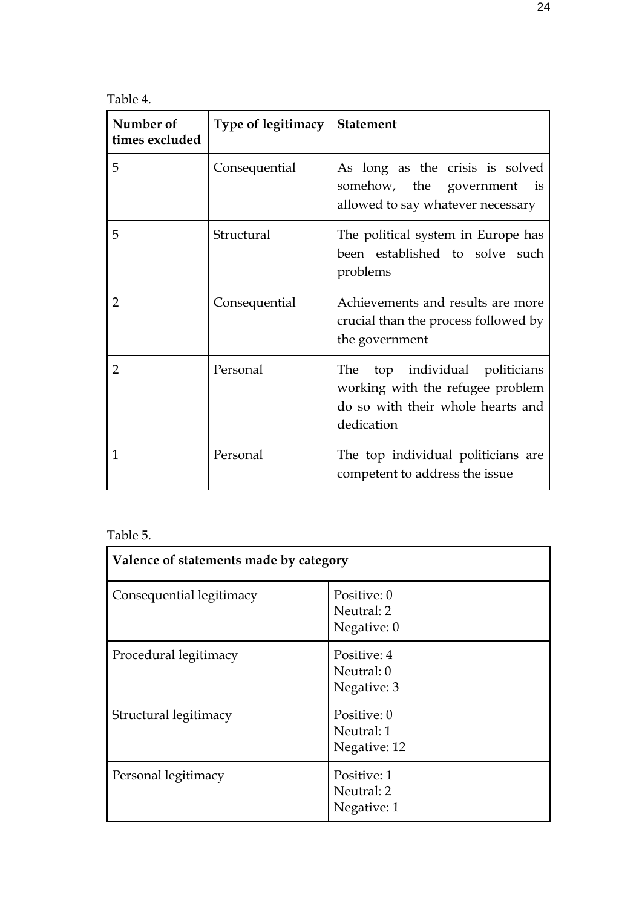Table 4.

| Number of times excluded | Type of legitimacy | Statement |
|---|---|---|
| 5 | Consequential | As long as the crisis is solved somehow, the government is allowed to say whatever necessary |
| 5 | Structural | The political system in Europe has been established to solve such problems |
| 2 | Consequential | Achievements and results are more crucial than the process followed by the government |
| 2 | Personal | The top individual politicians working with the refugee problem do so with their whole hearts and dedication |
| 1 | Personal | The top individual politicians are competent to address the issue |

Table 5.

| Valence of statements made by category | |
|---|---|
| Consequential legitimacy | Positive: 0<br>Neutral: 2<br>Negative: 0 |
| Procedural legitimacy | Positive: 4<br>Neutral: 0<br>Negative: 3 |
| Structural legitimacy | Positive: 0<br>Neutral: 1<br>Negative: 12 |
| Personal legitimacy | Positive: 1<br>Neutral: 2<br>Negative: 1 |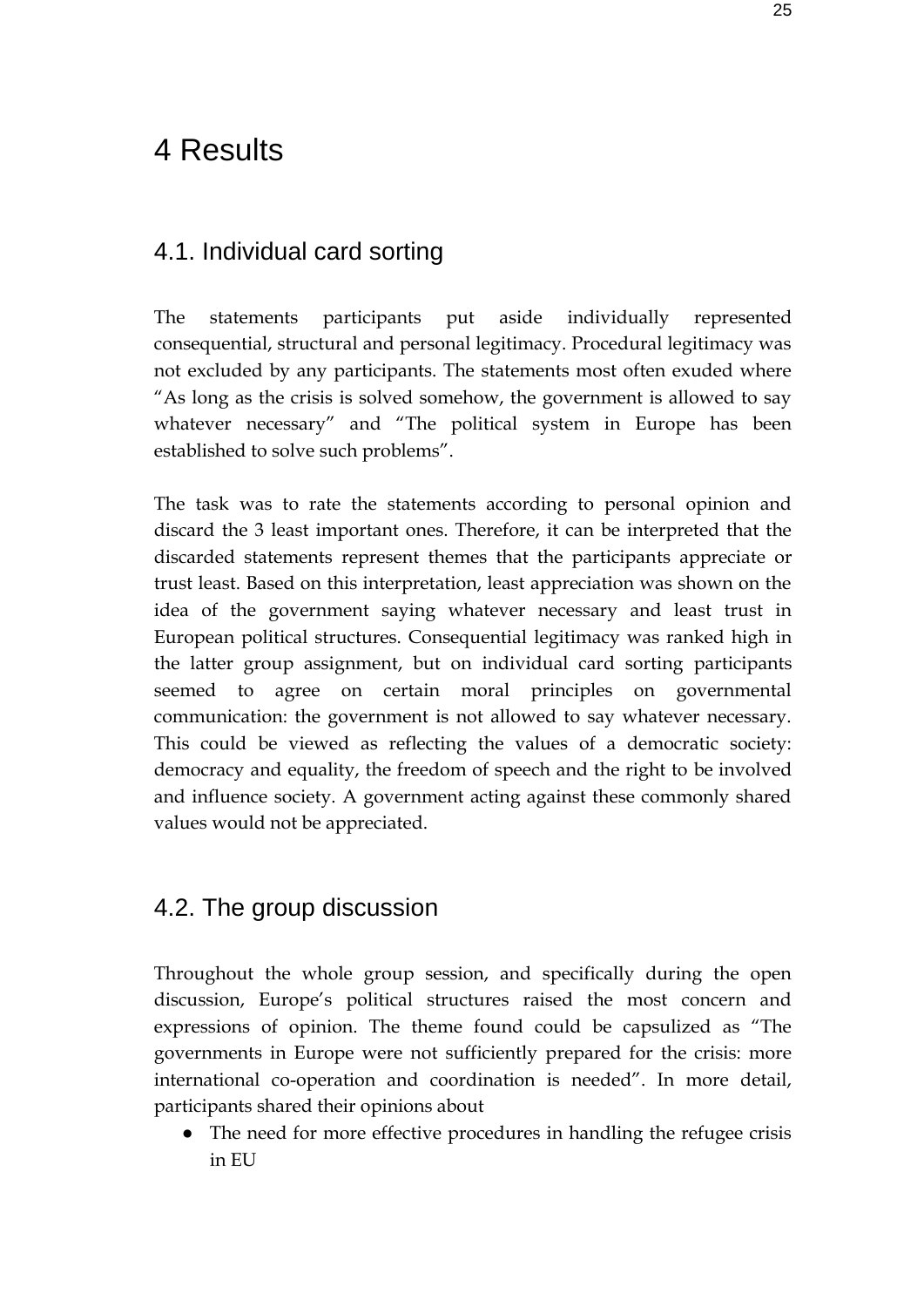# 4 Results

## 4.1. Individual card sorting

The statements participants put aside individually represented consequential, structural and personal legitimacy. Procedural legitimacy was not excluded by any participants. The statements most often exuded where “As long as the crisis is solved somehow, the government is allowed to say whatever necessary” and “The political system in Europe has been established to solve such problems”.

The task was to rate the statements according to personal opinion and discard the 3 least important ones. Therefore, it can be interpreted that the discarded statements represent themes that the participants appreciate or trust least. Based on this interpretation, least appreciation was shown on the idea of the government saying whatever necessary and least trust in European political structures. Consequential legitimacy was ranked high in the latter group assignment, but on individual card sorting participants seemed to agree on certain moral principles on governmental communication: the government is not allowed to say whatever necessary. This could be viewed as reflecting the values of a democratic society: democracy and equality, the freedom of speech and the right to be involved and influence society. A government acting against these commonly shared values would not be appreciated.

## 4.2. The group discussion

Throughout the whole group session, and specifically during the open discussion, Europe’s political structures raised the most concern and expressions of opinion. The theme found could be capsulized as “The governments in Europe were not sufficiently prepared for the crisis: more international co-operation and coordination is needed”. In more detail, participants shared their opinions about

- The need for more effective procedures in handling the refugee crisis in EU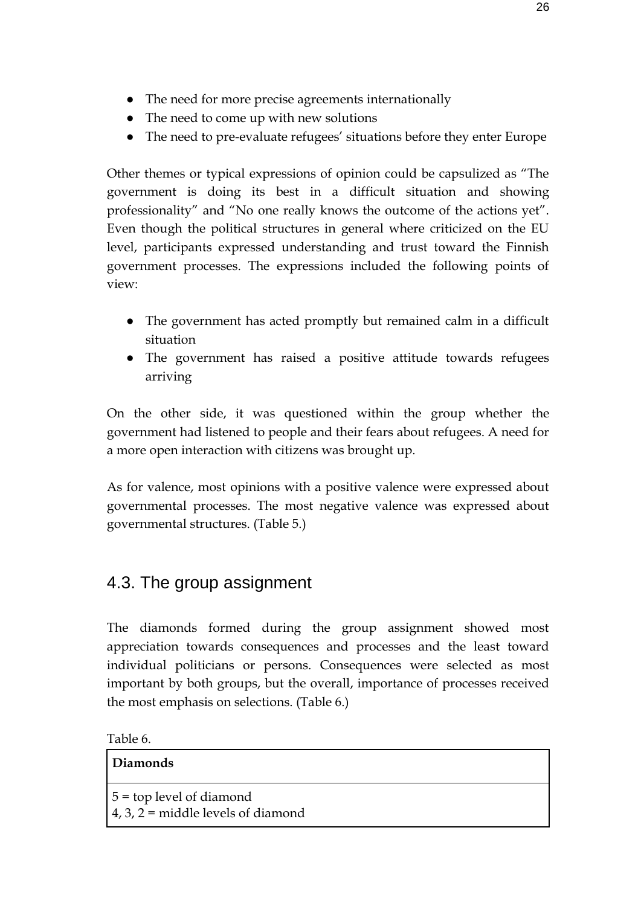- The need for more precise agreements internationally
- The need to come up with new solutions
- The need to pre-evaluate refugees' situations before they enter Europe

Other themes or typical expressions of opinion could be capsulized as "The government is doing its best in a difficult situation and showing professionality" and "No one really knows the outcome of the actions yet". Even though the political structures in general where criticized on the EU level, participants expressed understanding and trust toward the Finnish government processes. The expressions included the following points of view:

- The government has acted promptly but remained calm in a difficult situation
- The government has raised a positive attitude towards refugees arriving

On the other side, it was questioned within the group whether the government had listened to people and their fears about refugees. A need for a more open interaction with citizens was brought up.

As for valence, most opinions with a positive valence were expressed about governmental processes. The most negative valence was expressed about governmental structures. (Table 5.)

## 4.3. The group assignment

The diamonds formed during the group assignment showed most appreciation towards consequences and processes and the least toward individual politicians or persons. Consequences were selected as most important by both groups, but the overall, importance of processes received the most emphasis on selections. (Table 6.)

Table 6.

| **Diamonds** |
|---|
| 5 = top level of diamond<br>4, 3, 2 = middle levels of diamond |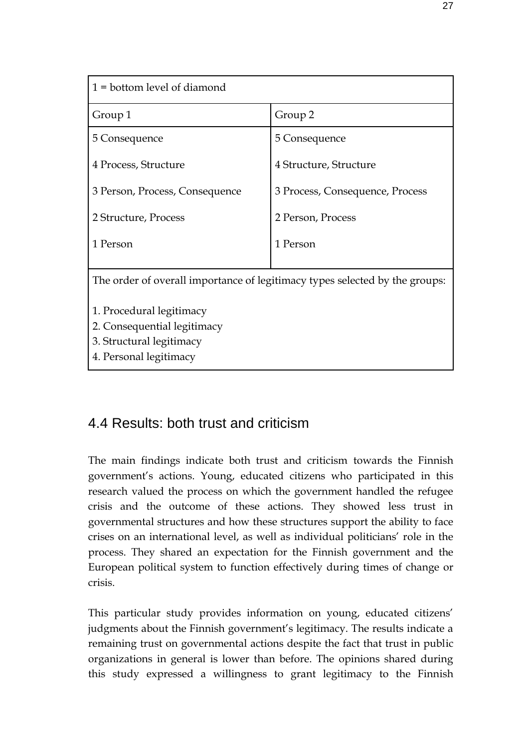| 1 = bottom level of diamond | |
|---|---|
| Group 1 | Group 2 |
| 5 Consequence | 5 Consequence |
| 4 Process, Structure | 4 Structure, Structure |
| 3 Person, Process, Consequence | 3 Process, Consequence, Process |
| 2 Structure, Process | 2 Person, Process |
| 1 Person | 1 Person |
| The order of overall importance of legitimacy types selected by the groups:<br><br>1. Procedural legitimacy<br>2. Consequential legitimacy<br>3. Structural legitimacy<br>4. Personal legitimacy | |

## 4.4 Results: both trust and criticism

The main findings indicate both trust and criticism towards the Finnish government's actions. Young, educated citizens who participated in this research valued the process on which the government handled the refugee crisis and the outcome of these actions. They showed less trust in governmental structures and how these structures support the ability to face crises on an international level, as well as individual politicians' role in the process. They shared an expectation for the Finnish government and the European political system to function effectively during times of change or crisis.

This particular study provides information on young, educated citizens' judgments about the Finnish government's legitimacy. The results indicate a remaining trust on governmental actions despite the fact that trust in public organizations in general is lower than before. The opinions shared during this study expressed a willingness to grant legitimacy to the Finnish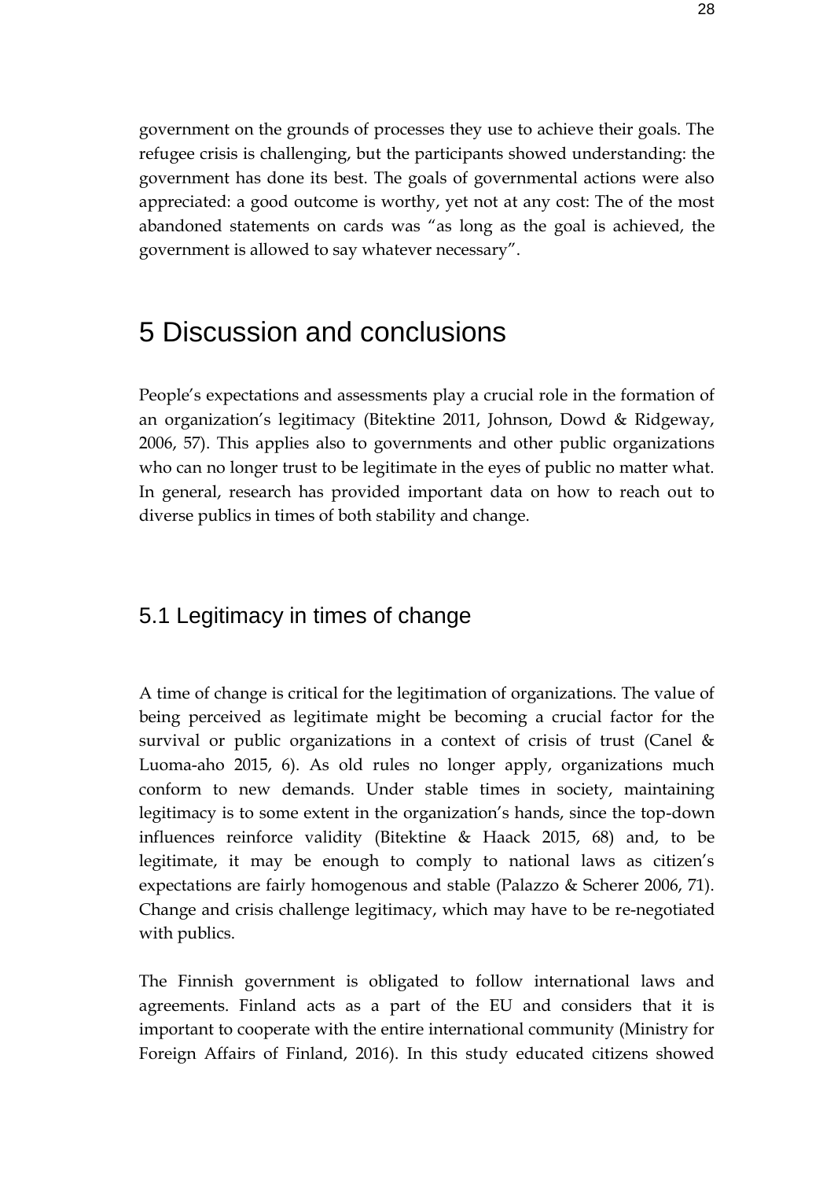government on the grounds of processes they use to achieve their goals. The refugee crisis is challenging, but the participants showed understanding: the government has done its best. The goals of governmental actions were also appreciated: a good outcome is worthy, yet not at any cost: The of the most abandoned statements on cards was "as long as the goal is achieved, the government is allowed to say whatever necessary".

# 5 Discussion and conclusions

People's expectations and assessments play a crucial role in the formation of an organization's legitimacy (Bitektine 2011, Johnson, Dowd & Ridgeway, 2006, 57). This applies also to governments and other public organizations who can no longer trust to be legitimate in the eyes of public no matter what. In general, research has provided important data on how to reach out to diverse publics in times of both stability and change.

## 5.1 Legitimacy in times of change

A time of change is critical for the legitimation of organizations. The value of being perceived as legitimate might be becoming a crucial factor for the survival or public organizations in a context of crisis of trust (Canel & Luoma-aho 2015, 6). As old rules no longer apply, organizations much conform to new demands. Under stable times in society, maintaining legitimacy is to some extent in the organization's hands, since the top-down influences reinforce validity (Bitektine & Haack 2015, 68) and, to be legitimate, it may be enough to comply to national laws as citizen's expectations are fairly homogenous and stable (Palazzo & Scherer 2006, 71). Change and crisis challenge legitimacy, which may have to be re-negotiated with publics.

The Finnish government is obligated to follow international laws and agreements. Finland acts as a part of the EU and considers that it is important to cooperate with the entire international community (Ministry for Foreign Affairs of Finland, 2016). In this study educated citizens showed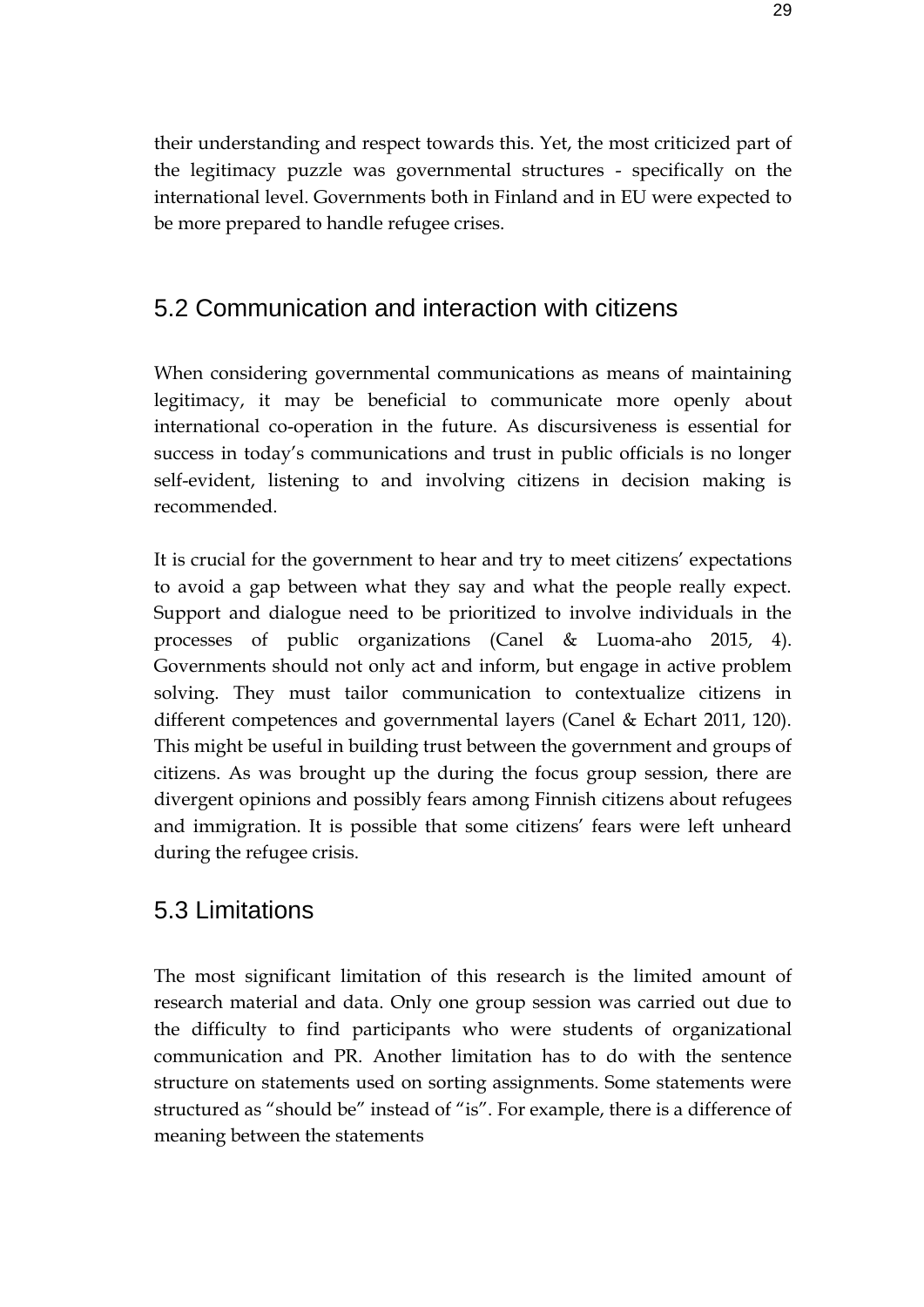their understanding and respect towards this. Yet, the most criticized part of the legitimacy puzzle was governmental structures - specifically on the international level. Governments both in Finland and in EU were expected to be more prepared to handle refugee crises.

## 5.2 Communication and interaction with citizens

When considering governmental communications as means of maintaining legitimacy, it may be beneficial to communicate more openly about international co-operation in the future. As discursiveness is essential for success in today's communications and trust in public officials is no longer self-evident, listening to and involving citizens in decision making is recommended.

It is crucial for the government to hear and try to meet citizens' expectations to avoid a gap between what they say and what the people really expect. Support and dialogue need to be prioritized to involve individuals in the processes of public organizations (Canel & Luoma-aho 2015, 4). Governments should not only act and inform, but engage in active problem solving. They must tailor communication to contextualize citizens in different competences and governmental layers (Canel & Echart 2011, 120). This might be useful in building trust between the government and groups of citizens. As was brought up the during the focus group session, there are divergent opinions and possibly fears among Finnish citizens about refugees and immigration. It is possible that some citizens' fears were left unheard during the refugee crisis.

## 5.3 Limitations

The most significant limitation of this research is the limited amount of research material and data. Only one group session was carried out due to the difficulty to find participants who were students of organizational communication and PR. Another limitation has to do with the sentence structure on statements used on sorting assignments. Some statements were structured as "should be" instead of "is". For example, there is a difference of meaning between the statements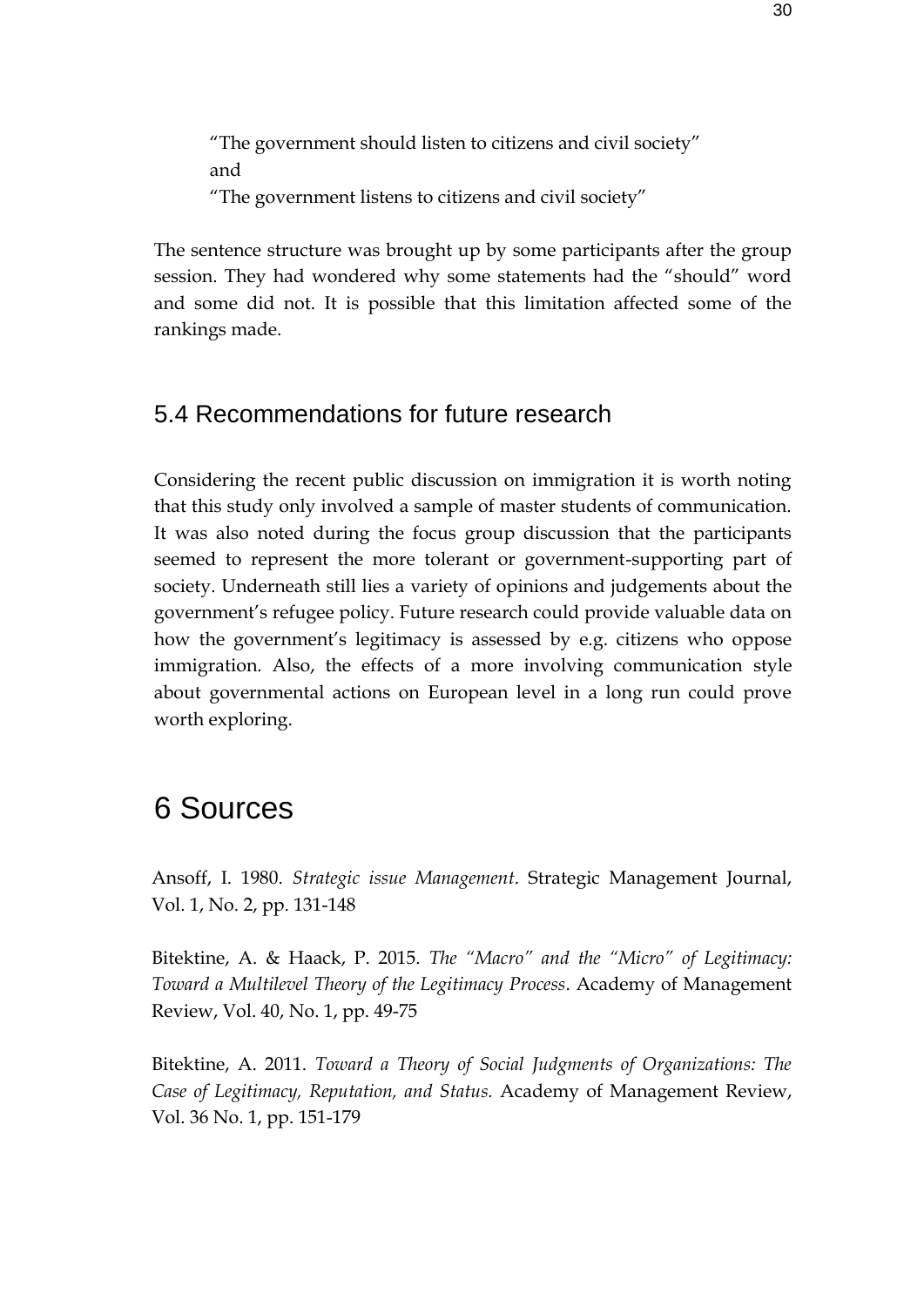"The government should listen to citizens and civil society"
and
"The government listens to citizens and civil society"

The sentence structure was brought up by some participants after the group session. They had wondered why some statements had the "should" word and some did not. It is possible that this limitation affected some of the rankings made.

## 5.4 Recommendations for future research

Considering the recent public discussion on immigration it is worth noting that this study only involved a sample of master students of communication. It was also noted during the focus group discussion that the participants seemed to represent the more tolerant or government-supporting part of society. Underneath still lies a variety of opinions and judgements about the government's refugee policy. Future research could provide valuable data on how the government's legitimacy is assessed by e.g. citizens who oppose immigration. Also, the effects of a more involving communication style about governmental actions on European level in a long run could prove worth exploring.

# 6 Sources

Ansoff, I. 1980. *Strategic issue Management*. Strategic Management Journal, Vol. 1, No. 2, pp. 131-148

Bitektine, A. & Haack, P. 2015. *The "Macro" and the "Micro" of Legitimacy: Toward a Multilevel Theory of the Legitimacy Process*. Academy of Management Review, Vol. 40, No. 1, pp. 49-75

Bitektine, A. 2011. *Toward a Theory of Social Judgments of Organizations: The Case of Legitimacy, Reputation, and Status.* Academy of Management Review, Vol. 36 No. 1, pp. 151-179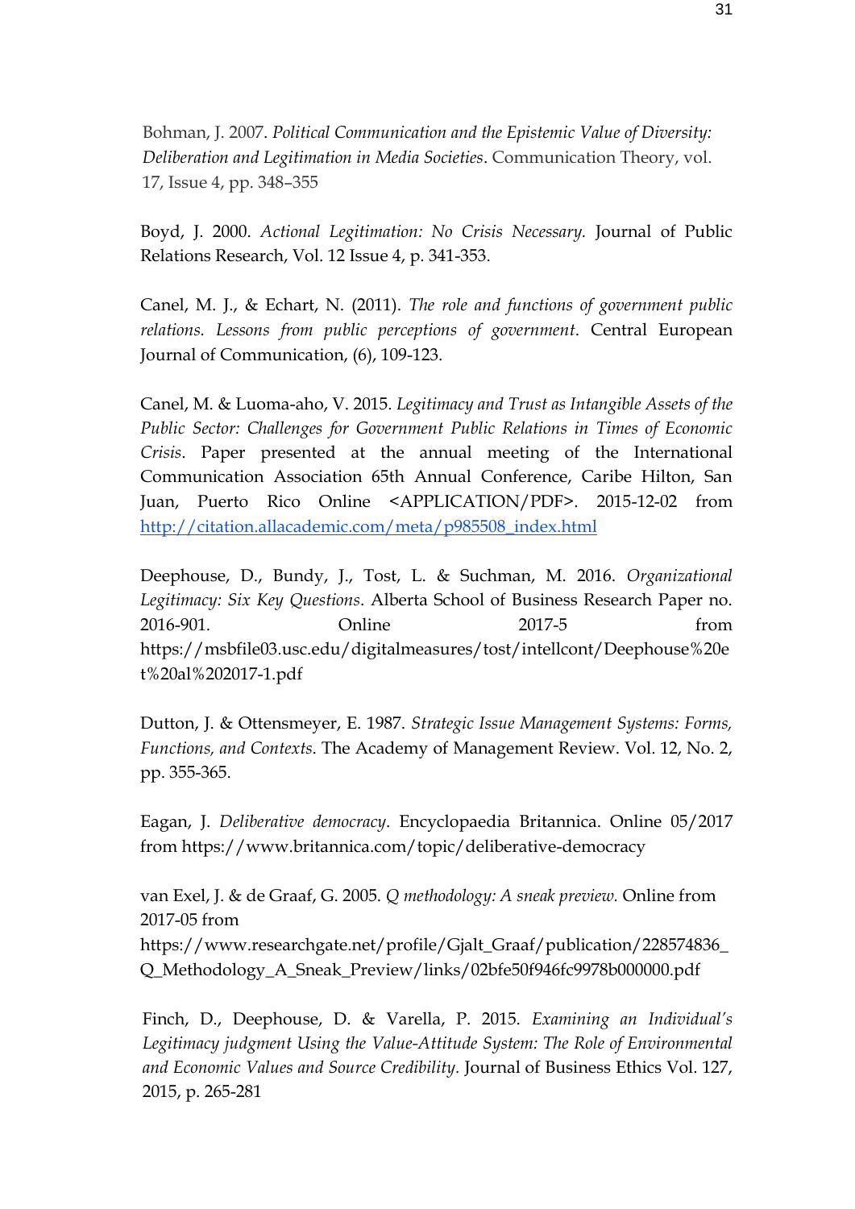Bohman, J. 2007. *Political Communication and the Epistemic Value of Diversity: Deliberation and Legitimation in Media Societies*. Communication Theory, vol. 17, Issue 4, pp. 348–355

Boyd, J. 2000. *Actional Legitimation: No Crisis Necessary.* Journal of Public Relations Research, Vol. 12 Issue 4, p. 341-353.

Canel, M. J., & Echart, N. (2011). *The role and functions of government public relations. Lessons from public perceptions of government*. Central European Journal of Communication, (6), 109-123.

Canel, M. & Luoma-aho, V. 2015. *Legitimacy and Trust as Intangible Assets of the Public Sector: Challenges for Government Public Relations in Times of Economic Crisis*. Paper presented at the annual meeting of the International Communication Association 65th Annual Conference, Caribe Hilton, San Juan, Puerto Rico Online <APPLICATION/PDF>. 2015-12-02 from http://citation.allacademic.com/meta/p985508_index.html

Deephouse, D., Bundy, J., Tost, L. & Suchman, M. 2016. *Organizational Legitimacy: Six Key Questions*. Alberta School of Business Research Paper no. 2016-901. Online 2017-5 from https://msbfile03.usc.edu/digitalmeasures/tost/intellcont/Deephouse%20et%20al%202017-1.pdf

Dutton, J. & Ottensmeyer, E. 1987. *Strategic Issue Management Systems: Forms, Functions, and Contexts*. The Academy of Management Review. Vol. 12, No. 2, pp. 355-365.

Eagan, J. *Deliberative democracy*. Encyclopaedia Britannica. Online 05/2017 from https://www.britannica.com/topic/deliberative-democracy

van Exel, J. & de Graaf, G. 2005. *Q methodology: A sneak preview.* Online from 2017-05 from https://www.researchgate.net/profile/Gjalt_Graaf/publication/228574836_Q_Methodology_A_Sneak_Preview/links/02bfe50f946fc9978b000000.pdf

Finch, D., Deephouse, D. & Varella, P. 2015. *Examining an Individual's Legitimacy judgment Using the Value-Attitude System: The Role of Environmental and Economic Values and Source Credibility.* Journal of Business Ethics Vol. 127, 2015, p. 265-281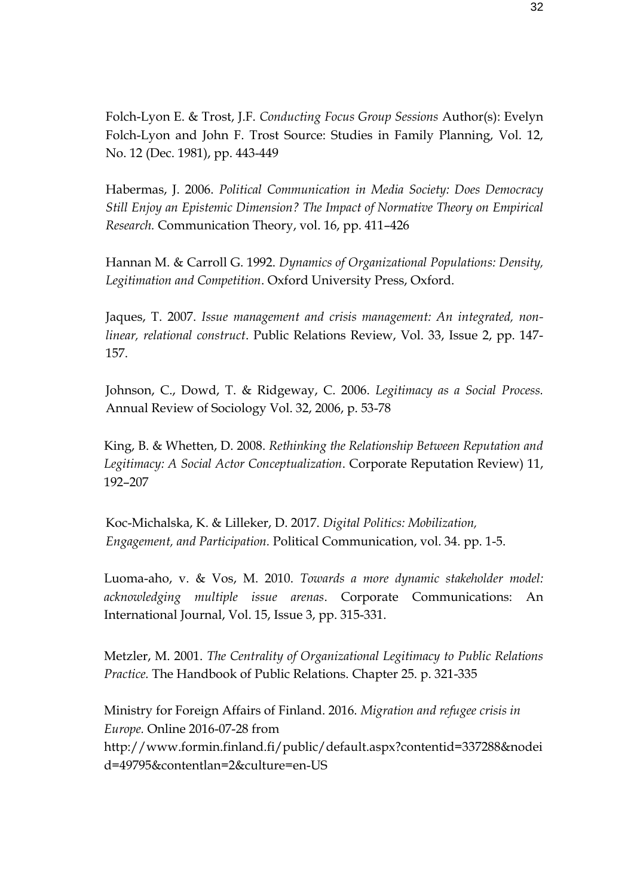Folch-Lyon E. & Trost, J.F. *Conducting Focus Group Sessions* Author(s): Evelyn Folch-Lyon and John F. Trost Source: Studies in Family Planning, Vol. 12, No. 12 (Dec. 1981), pp. 443-449

Habermas, J. 2006. *Political Communication in Media Society: Does Democracy Still Enjoy an Epistemic Dimension? The Impact of Normative Theory on Empirical Research.* Communication Theory, vol. 16, pp. 411–426

Hannan M. & Carroll G. 1992. *Dynamics of Organizational Populations: Density, Legitimation and Competition*. Oxford University Press, Oxford.

Jaques, T. 2007. *Issue management and crisis management: An integrated, non-linear, relational construct*. Public Relations Review, Vol. 33, Issue 2, pp. 147-157.

Johnson, C., Dowd, T. & Ridgeway, C. 2006. *Legitimacy as a Social Process.* Annual Review of Sociology Vol. 32, 2006, p. 53-78

King, B. & Whetten, D. 2008. *Rethinking the Relationship Between Reputation and Legitimacy: A Social Actor Conceptualization*. Corporate Reputation Review) 11, 192–207

Koc-Michalska, K. & Lilleker, D. 2017. *Digital Politics: Mobilization, Engagement, and Participation.* Political Communication, vol. 34. pp. 1-5.

Luoma-aho, v. & Vos, M. 2010. *Towards a more dynamic stakeholder model: acknowledging multiple issue arenas*. Corporate Communications: An International Journal, Vol. 15, Issue 3, pp. 315-331.

Metzler, M. 2001. *The Centrality of Organizational Legitimacy to Public Relations Practice.* The Handbook of Public Relations. Chapter 25. p. 321-335

Ministry for Foreign Affairs of Finland. 2016. *Migration and refugee crisis in Europe.* Online 2016-07-28 from http://www.formin.finland.fi/public/default.aspx?contentid=337288&nodeid=49795&contentlan=2&culture=en-US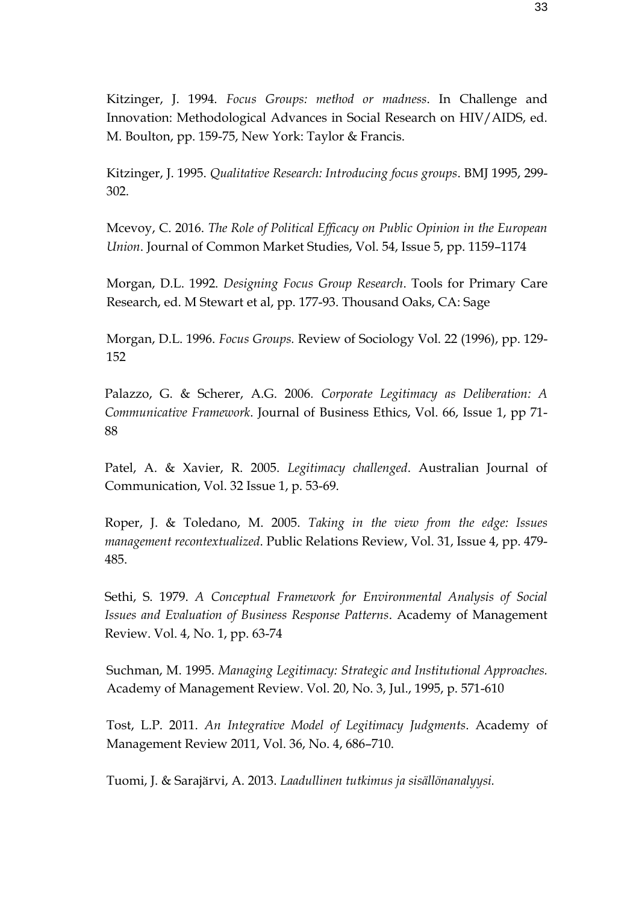Kitzinger, J. 1994. *Focus Groups: method or madness*. In Challenge and Innovation: Methodological Advances in Social Research on HIV/AIDS, ed. M. Boulton, pp. 159-75, New York: Taylor & Francis.

Kitzinger, J. 1995. *Qualitative Research: Introducing focus groups*. BMJ 1995, 299-302.

Mcevoy, C. 2016. *The Role of Political Efficacy on Public Opinion in the European Union*. Journal of Common Market Studies, Vol. 54, Issue 5, pp. 1159–1174

Morgan, D.L. 1992. *Designing Focus Group Research*. Tools for Primary Care Research, ed. M Stewart et al, pp. 177-93. Thousand Oaks, CA: Sage

Morgan, D.L. 1996. *Focus Groups.* Review of Sociology Vol. 22 (1996), pp. 129-152

Palazzo, G. & Scherer, A.G. 2006. *Corporate Legitimacy as Deliberation: A Communicative Framework*. Journal of Business Ethics, Vol. 66, Issue 1, pp 71-88

Patel, A. & Xavier, R. 2005. *Legitimacy challenged*. Australian Journal of Communication, Vol. 32 Issue 1, p. 53-69.

Roper, J. & Toledano, M. 2005. *Taking in the view from the edge: Issues management recontextualized*. Public Relations Review, Vol. 31, Issue 4, pp. 479-485.

Sethi, S. 1979. *A Conceptual Framework for Environmental Analysis of Social Issues and Evaluation of Business Response Patterns*. Academy of Management Review. Vol. 4, No. 1, pp. 63-74

Suchman, M. 1995. *Managing Legitimacy: Strategic and Institutional Approaches.* Academy of Management Review. Vol. 20, No. 3, Jul., 1995, p. 571-610

Tost, L.P. 2011. *An Integrative Model of Legitimacy Judgments*. Academy of Management Review 2011, Vol. 36, No. 4, 686–710.

Tuomi, J. & Sarajärvi, A. 2013. *Laadullinen tutkimus ja sisällönanalyysi.*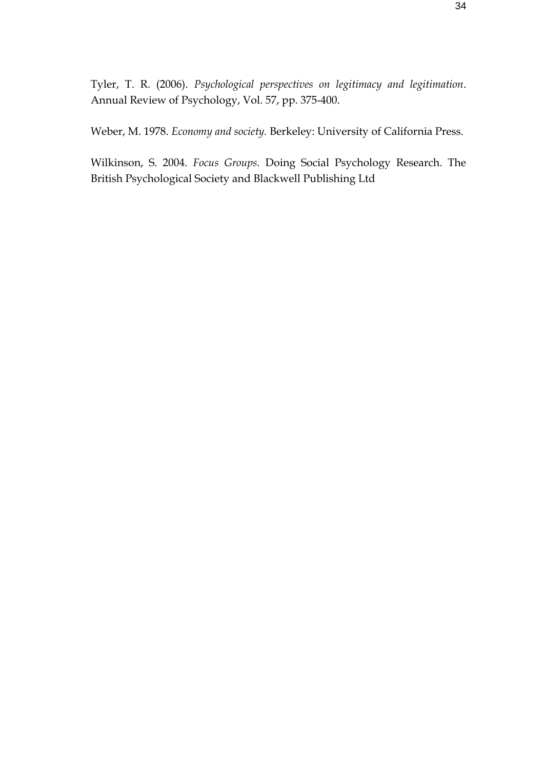Tyler, T. R. (2006). *Psychological perspectives on legitimacy and legitimation*. Annual Review of Psychology, Vol. 57, pp. 375-400.

Weber, M. 1978. *Economy and society.* Berkeley: University of California Press.

Wilkinson, S. 2004. *Focus Groups.* Doing Social Psychology Research. The British Psychological Society and Blackwell Publishing Ltd